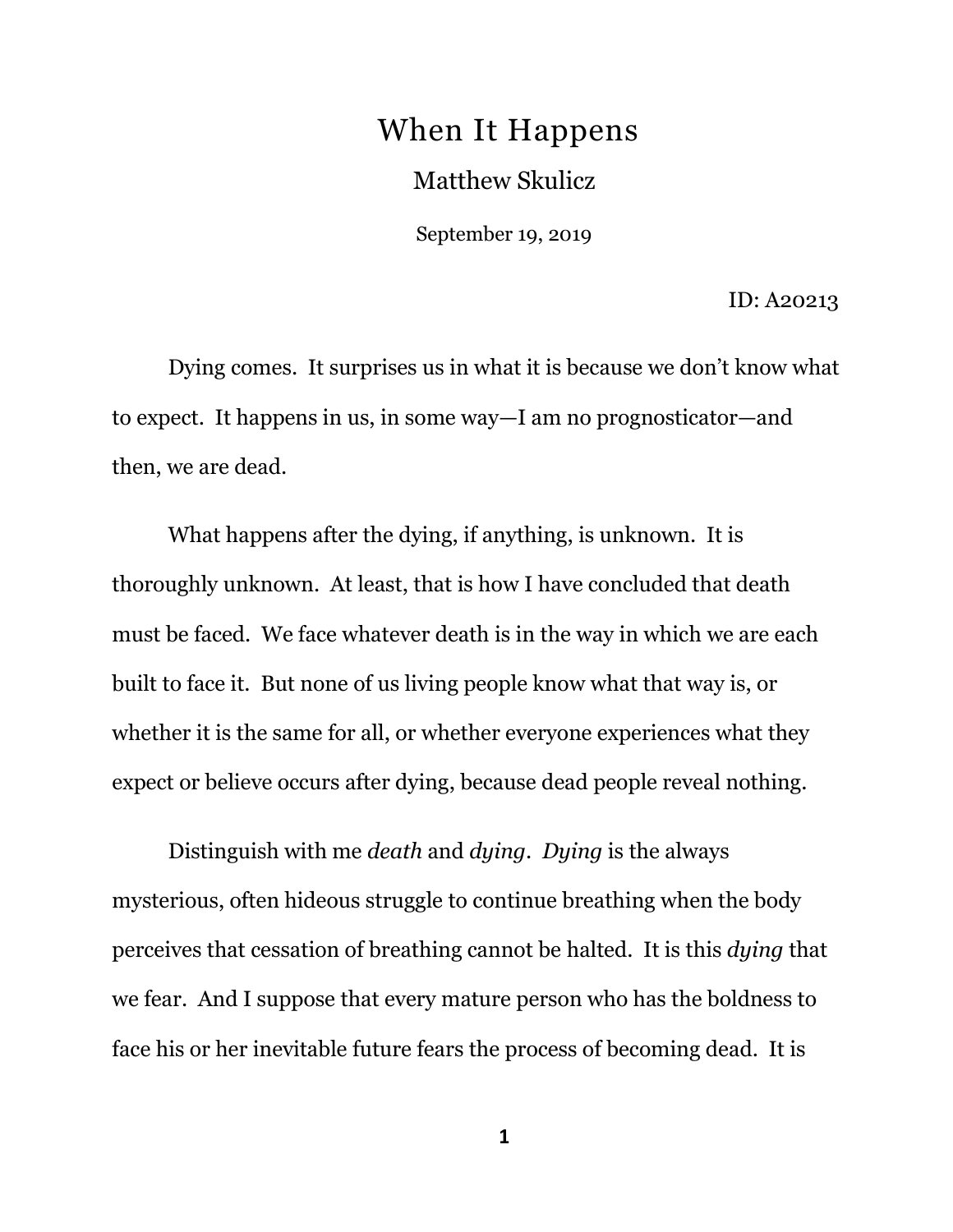# When It Happens

Matthew Skulicz

September 19, 2019

ID: A20213

Dying comes. It surprises us in what it is because we don't know what to expect. It happens in us, in some way—I am no prognosticator—and then, we are dead.

What happens after the dying, if anything, is unknown. It is thoroughly unknown. At least, that is how I have concluded that death must be faced. We face whatever death is in the way in which we are each built to face it. But none of us living people know what that way is, or whether it is the same for all, or whether everyone experiences what they expect or believe occurs after dying, because dead people reveal nothing.

Distinguish with me *death* and *dying*. *Dying* is the always mysterious, often hideous struggle to continue breathing when the body perceives that cessation of breathing cannot be halted. It is this *dying* that we fear. And I suppose that every mature person who has the boldness to face his or her inevitable future fears the process of becoming dead. It is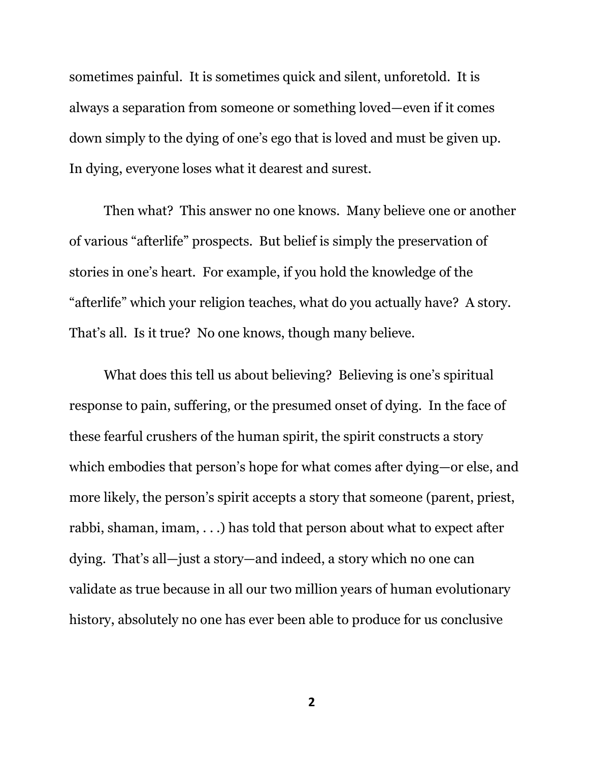sometimes painful. It is sometimes quick and silent, unforetold. It is always a separation from someone or something loved—even if it comes down simply to the dying of one's ego that is loved and must be given up. In dying, everyone loses what it dearest and surest.

Then what? This answer no one knows. Many believe one or another of various "afterlife" prospects. But belief is simply the preservation of stories in one's heart. For example, if you hold the knowledge of the "afterlife" which your religion teaches, what do you actually have? A story. That's all. Is it true? No one knows, though many believe.

What does this tell us about believing? Believing is one's spiritual response to pain, suffering, or the presumed onset of dying. In the face of these fearful crushers of the human spirit, the spirit constructs a story which embodies that person's hope for what comes after dying—or else, and more likely, the person's spirit accepts a story that someone (parent, priest, rabbi, shaman, imam, . . .) has told that person about what to expect after dying. That's all—just a story—and indeed, a story which no one can validate as true because in all our two million years of human evolutionary history, absolutely no one has ever been able to produce for us conclusive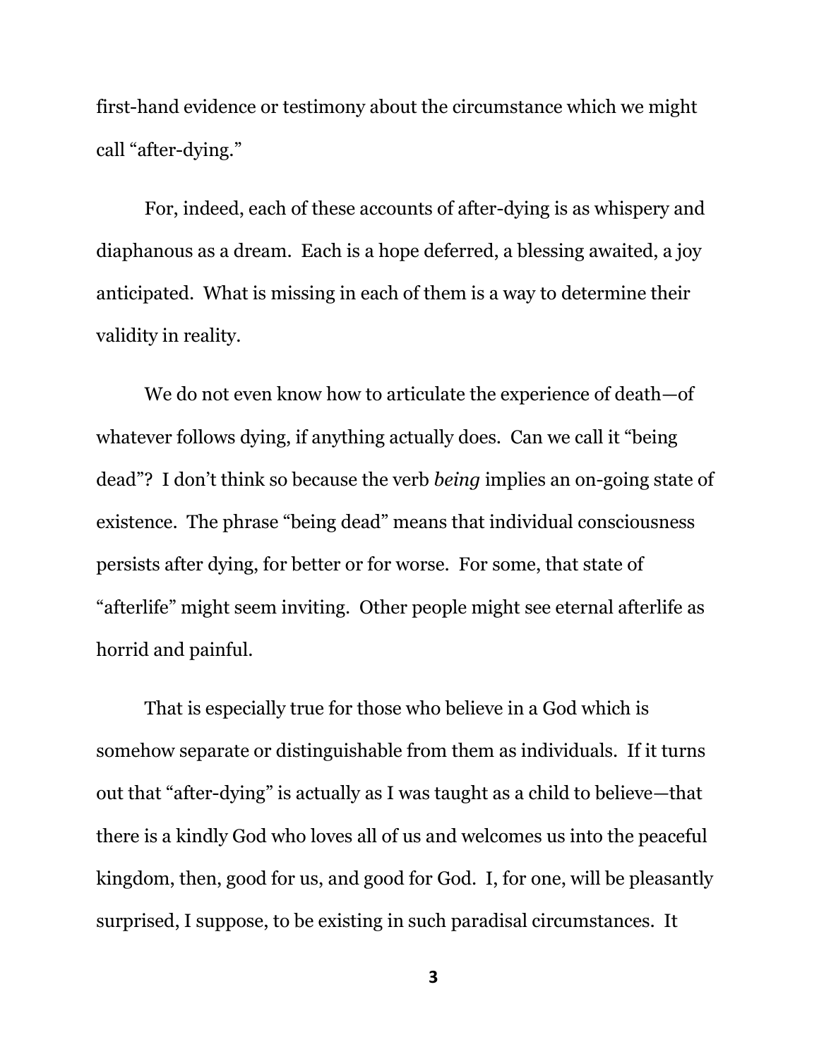first-hand evidence or testimony about the circumstance which we might call "after-dying."

For, indeed, each of these accounts of after-dying is as whispery and diaphanous as a dream. Each is a hope deferred, a blessing awaited, a joy anticipated. What is missing in each of them is a way to determine their validity in reality.

We do not even know how to articulate the experience of death—of whatever follows dying, if anything actually does. Can we call it "being dead"? I don't think so because the verb *being* implies an on-going state of existence. The phrase "being dead" means that individual consciousness persists after dying, for better or for worse. For some, that state of "afterlife" might seem inviting. Other people might see eternal afterlife as horrid and painful.

That is especially true for those who believe in a God which is somehow separate or distinguishable from them as individuals. If it turns out that "after-dying" is actually as I was taught as a child to believe—that there is a kindly God who loves all of us and welcomes us into the peaceful kingdom, then, good for us, and good for God. I, for one, will be pleasantly surprised, I suppose, to be existing in such paradisal circumstances. It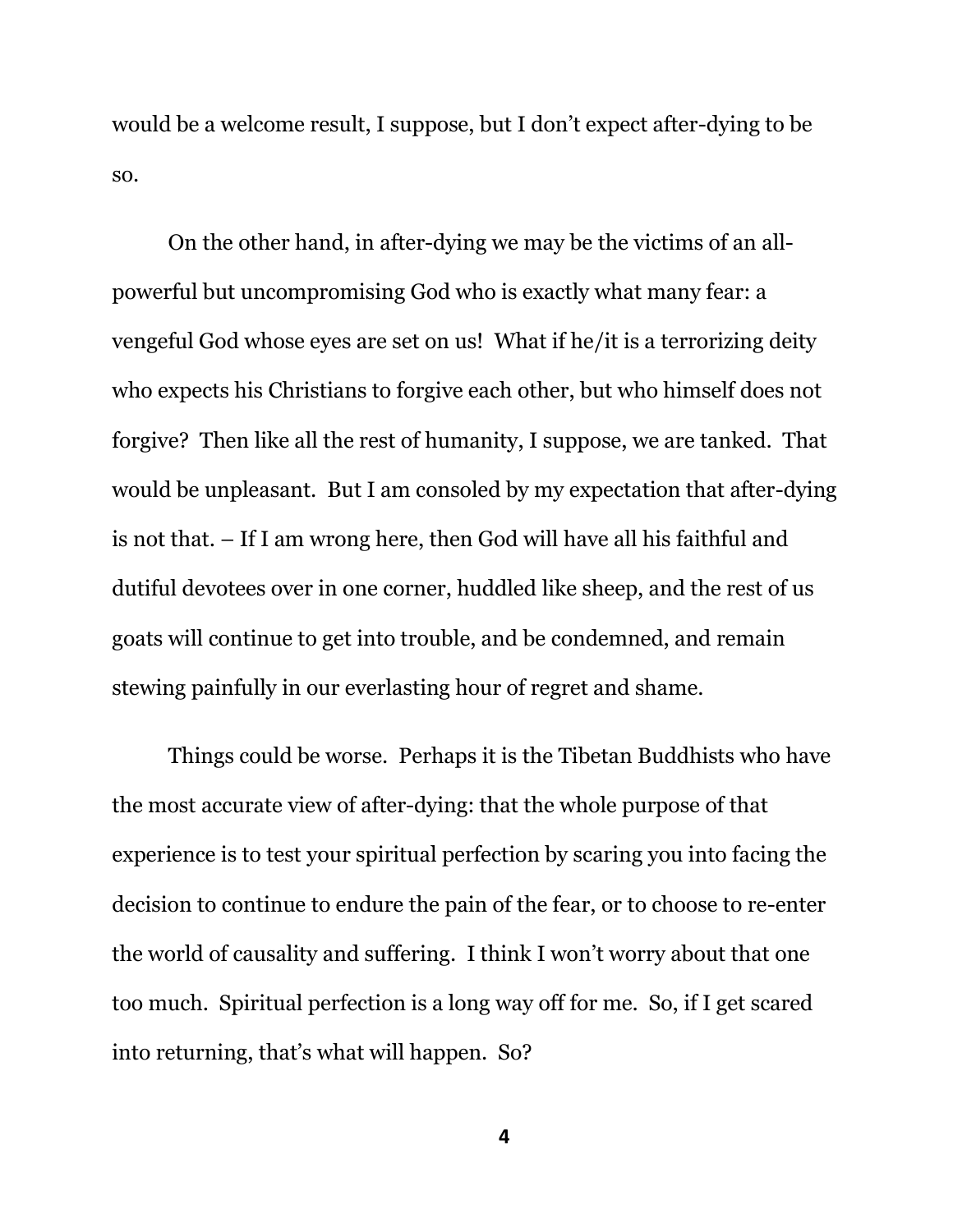would be a welcome result, I suppose, but I don't expect after-dying to be so.

On the other hand, in after-dying we may be the victims of an all-powerful but uncompromising God who is exactly what many fear: a vengeful God whose eyes are set on us! What if he/it is a terrorizing deity who expects his Christians to forgive each other, but who himself does not forgive? Then like all the rest of humanity, I suppose, we are tanked. That would be unpleasant. But I am consoled by my expectation that after-dying is not that. – If I am wrong here, then God will have all his faithful and dutiful devotees over in one corner, huddled like sheep, and the rest of us goats will continue to get into trouble, and be condemned, and remain stewing painfully in our everlasting hour of regret and shame.

Things could be worse. Perhaps it is the Tibetan Buddhists who have the most accurate view of after-dying: that the whole purpose of that experience is to test your spiritual perfection by scaring you into facing the decision to continue to endure the pain of the fear, or to choose to re-enter the world of causality and suffering. I think I won't worry about that one too much. Spiritual perfection is a long way off for me. So, if I get scared into returning, that's what will happen. So?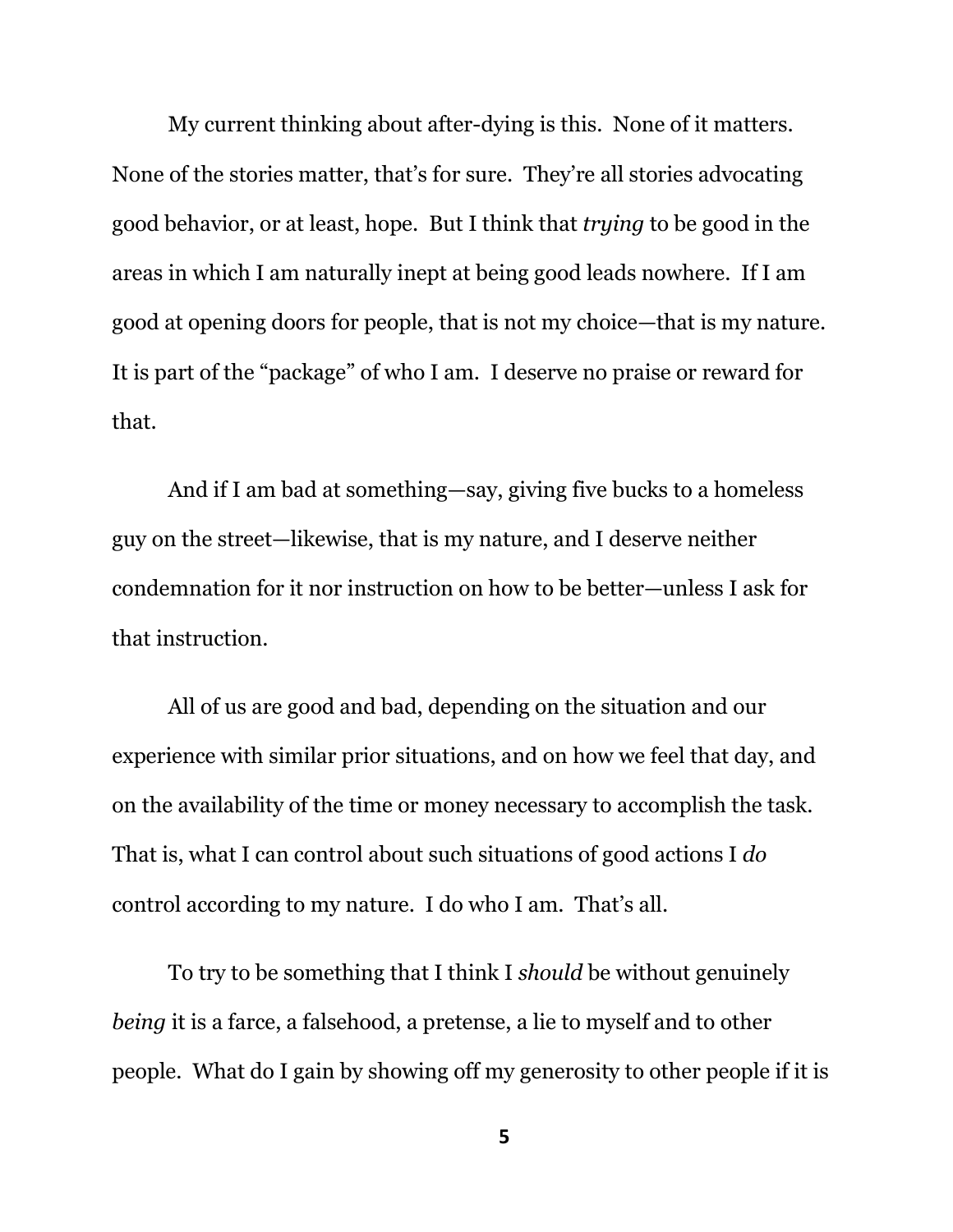My current thinking about after-dying is this. None of it matters. None of the stories matter, that's for sure. They're all stories advocating good behavior, or at least, hope. But I think that *trying* to be good in the areas in which I am naturally inept at being good leads nowhere. If I am good at opening doors for people, that is not my choice—that is my nature. It is part of the "package" of who I am. I deserve no praise or reward for that.

And if I am bad at something—say, giving five bucks to a homeless guy on the street—likewise, that is my nature, and I deserve neither condemnation for it nor instruction on how to be better—unless I ask for that instruction.

All of us are good and bad, depending on the situation and our experience with similar prior situations, and on how we feel that day, and on the availability of the time or money necessary to accomplish the task. That is, what I can control about such situations of good actions I *do* control according to my nature. I do who I am. That's all.

To try to be something that I think I *should* be without genuinely *being* it is a farce, a falsehood, a pretense, a lie to myself and to other people. What do I gain by showing off my generosity to other people if it is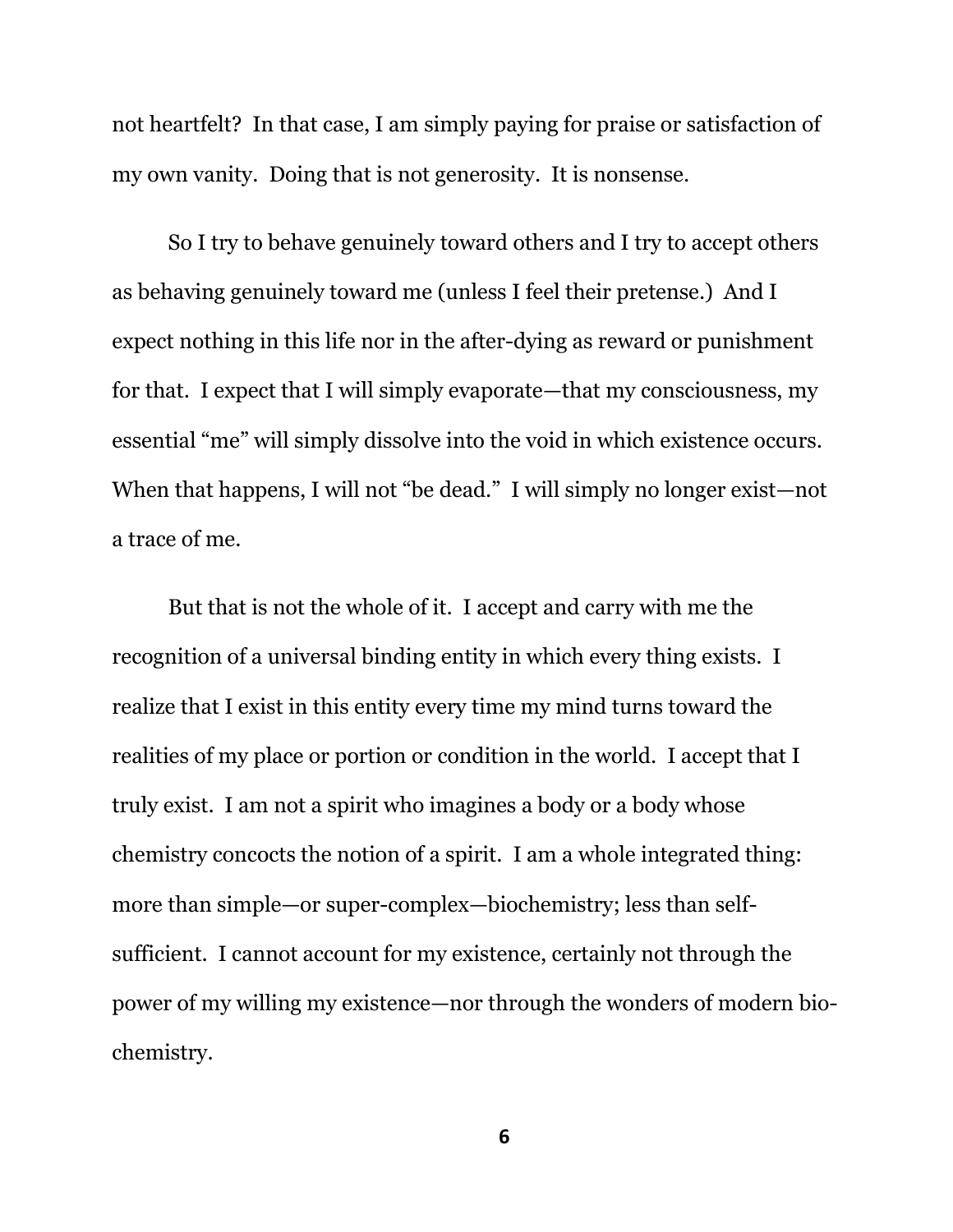not heartfelt? In that case, I am simply paying for praise or satisfaction of my own vanity. Doing that is not generosity. It is nonsense.

So I try to behave genuinely toward others and I try to accept others as behaving genuinely toward me (unless I feel their pretense.) And I expect nothing in this life nor in the after-dying as reward or punishment for that. I expect that I will simply evaporate—that my consciousness, my essential “me” will simply dissolve into the void in which existence occurs. When that happens, I will not “be dead.” I will simply no longer exist—not a trace of me.

But that is not the whole of it. I accept and carry with me the recognition of a universal binding entity in which every thing exists. I realize that I exist in this entity every time my mind turns toward the realities of my place or portion or condition in the world. I accept that I truly exist. I am not a spirit who imagines a body or a body whose chemistry concocts the notion of a spirit. I am a whole integrated thing: more than simple—or super-complex—biochemistry; less than self-sufficient. I cannot account for my existence, certainly not through the power of my willing my existence—nor through the wonders of modern bio-chemistry.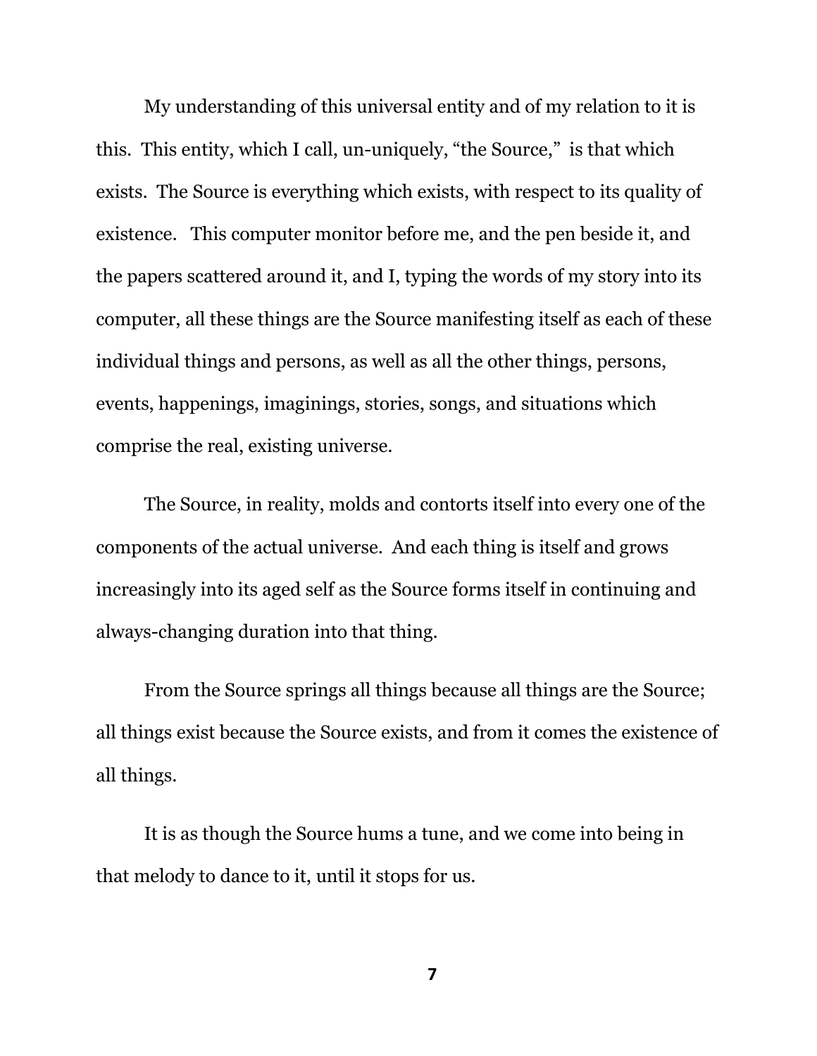My understanding of this universal entity and of my relation to it is this. This entity, which I call, un-uniquely, "the Source," is that which exists. The Source is everything which exists, with respect to its quality of existence. This computer monitor before me, and the pen beside it, and the papers scattered around it, and I, typing the words of my story into its computer, all these things are the Source manifesting itself as each of these individual things and persons, as well as all the other things, persons, events, happenings, imaginings, stories, songs, and situations which comprise the real, existing universe.

The Source, in reality, molds and contorts itself into every one of the components of the actual universe. And each thing is itself and grows increasingly into its aged self as the Source forms itself in continuing and always-changing duration into that thing.

From the Source springs all things because all things are the Source; all things exist because the Source exists, and from it comes the existence of all things.

It is as though the Source hums a tune, and we come into being in that melody to dance to it, until it stops for us.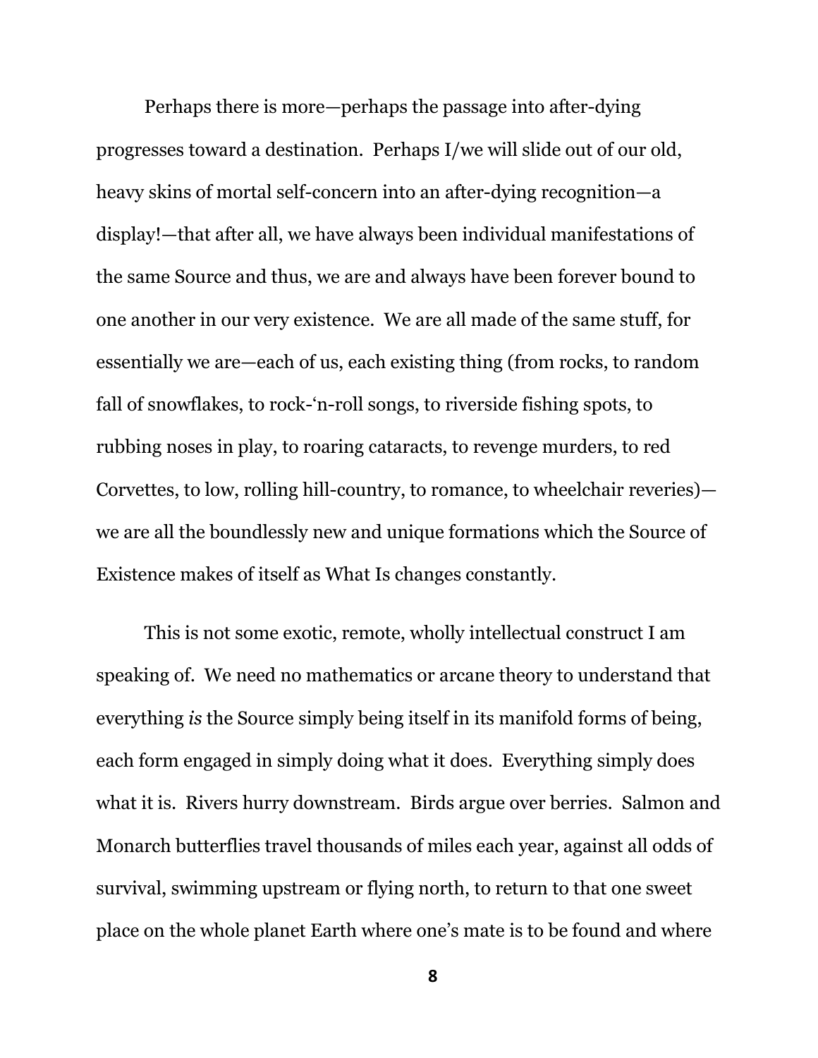Perhaps there is more—perhaps the passage into after-dying progresses toward a destination. Perhaps I/we will slide out of our old, heavy skins of mortal self-concern into an after-dying recognition—a display!—that after all, we have always been individual manifestations of the same Source and thus, we are and always have been forever bound to one another in our very existence. We are all made of the same stuff, for essentially we are—each of us, each existing thing (from rocks, to random fall of snowflakes, to rock-'n-roll songs, to riverside fishing spots, to rubbing noses in play, to roaring cataracts, to revenge murders, to red Corvettes, to low, rolling hill-country, to romance, to wheelchair reveries)—we are all the boundlessly new and unique formations which the Source of Existence makes of itself as What Is changes constantly.

This is not some exotic, remote, wholly intellectual construct I am speaking of. We need no mathematics or arcane theory to understand that everything *is* the Source simply being itself in its manifold forms of being, each form engaged in simply doing what it does. Everything simply does what it is. Rivers hurry downstream. Birds argue over berries. Salmon and Monarch butterflies travel thousands of miles each year, against all odds of survival, swimming upstream or flying north, to return to that one sweet place on the whole planet Earth where one's mate is to be found and where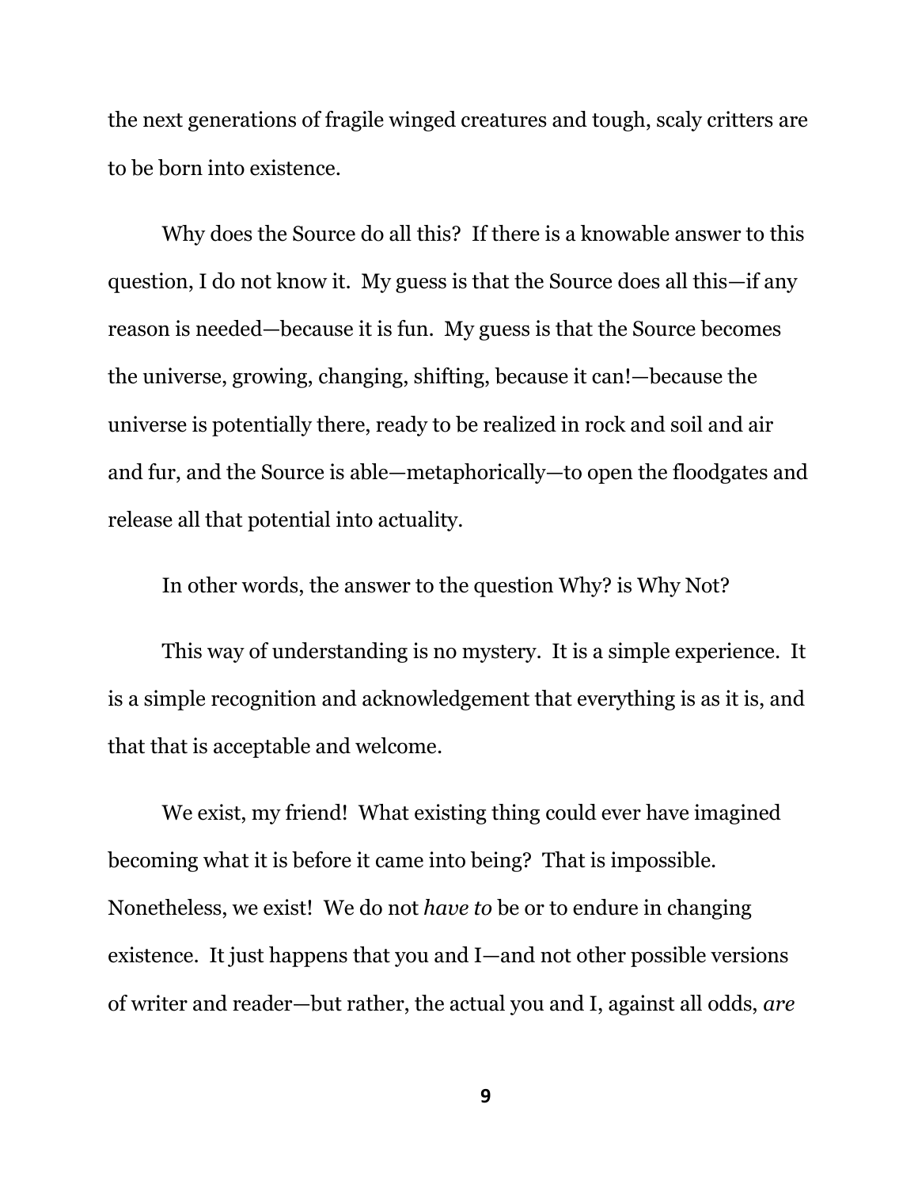the next generations of fragile winged creatures and tough, scaly critters are to be born into existence.

Why does the Source do all this? If there is a knowable answer to this question, I do not know it. My guess is that the Source does all this—if any reason is needed—because it is fun. My guess is that the Source becomes the universe, growing, changing, shifting, because it can!—because the universe is potentially there, ready to be realized in rock and soil and air and fur, and the Source is able—metaphorically—to open the floodgates and release all that potential into actuality.

In other words, the answer to the question Why? is Why Not?

This way of understanding is no mystery. It is a simple experience. It is a simple recognition and acknowledgement that everything is as it is, and that that is acceptable and welcome.

We exist, my friend! What existing thing could ever have imagined becoming what it is before it came into being? That is impossible. Nonetheless, we exist! We do not *have to* be or to endure in changing existence. It just happens that you and I—and not other possible versions of writer and reader—but rather, the actual you and I, against all odds, *are*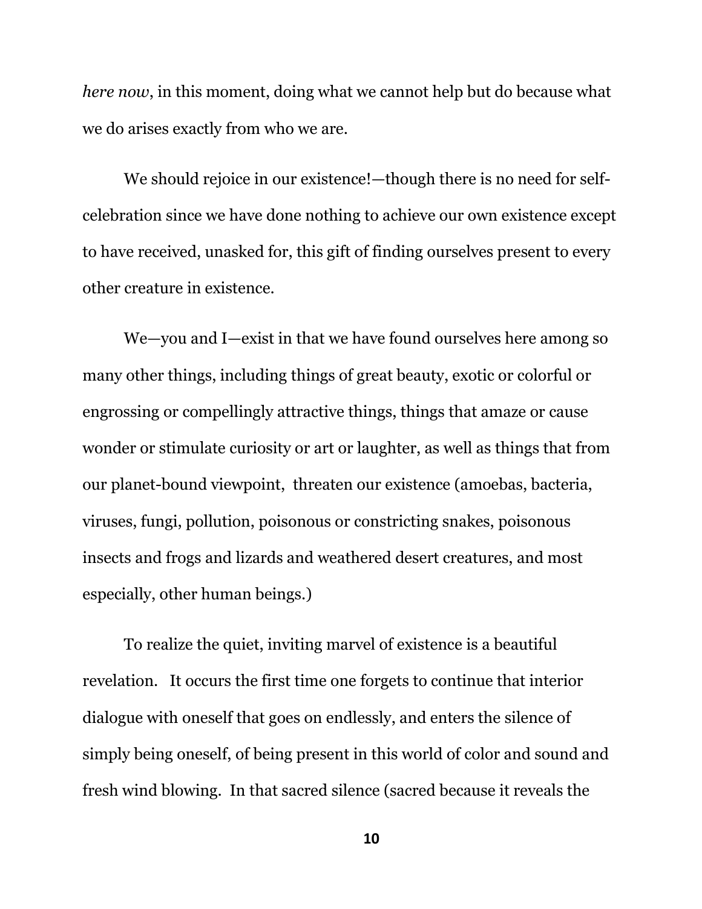*here now*, in this moment, doing what we cannot help but do because what we do arises exactly from who we are.

We should rejoice in our existence!—though there is no need for self-celebration since we have done nothing to achieve our own existence except to have received, unasked for, this gift of finding ourselves present to every other creature in existence.

We—you and I—exist in that we have found ourselves here among so many other things, including things of great beauty, exotic or colorful or engrossing or compellingly attractive things, things that amaze or cause wonder or stimulate curiosity or art or laughter, as well as things that from our planet-bound viewpoint, threaten our existence (amoebas, bacteria, viruses, fungi, pollution, poisonous or constricting snakes, poisonous insects and frogs and lizards and weathered desert creatures, and most especially, other human beings.)

To realize the quiet, inviting marvel of existence is a beautiful revelation. It occurs the first time one forgets to continue that interior dialogue with oneself that goes on endlessly, and enters the silence of simply being oneself, of being present in this world of color and sound and fresh wind blowing. In that sacred silence (sacred because it reveals the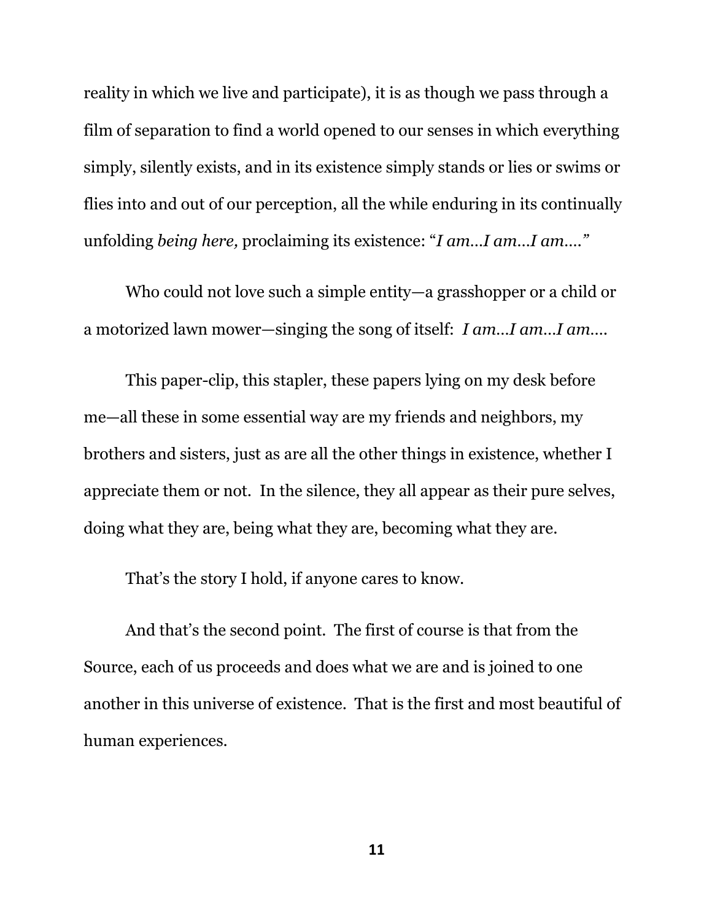reality in which we live and participate), it is as though we pass through a film of separation to find a world opened to our senses in which everything simply, silently exists, and in its existence simply stands or lies or swims or flies into and out of our perception, all the while enduring in its continually unfolding *being here,* proclaiming its existence: "*I am…I am…I am….*"

Who could not love such a simple entity—a grasshopper or a child or a motorized lawn mower—singing the song of itself: *I am…I am…I am….*

This paper-clip, this stapler, these papers lying on my desk before me—all these in some essential way are my friends and neighbors, my brothers and sisters, just as are all the other things in existence, whether I appreciate them or not. In the silence, they all appear as their pure selves, doing what they are, being what they are, becoming what they are.

That's the story I hold, if anyone cares to know.

And that's the second point. The first of course is that from the Source, each of us proceeds and does what we are and is joined to one another in this universe of existence. That is the first and most beautiful of human experiences.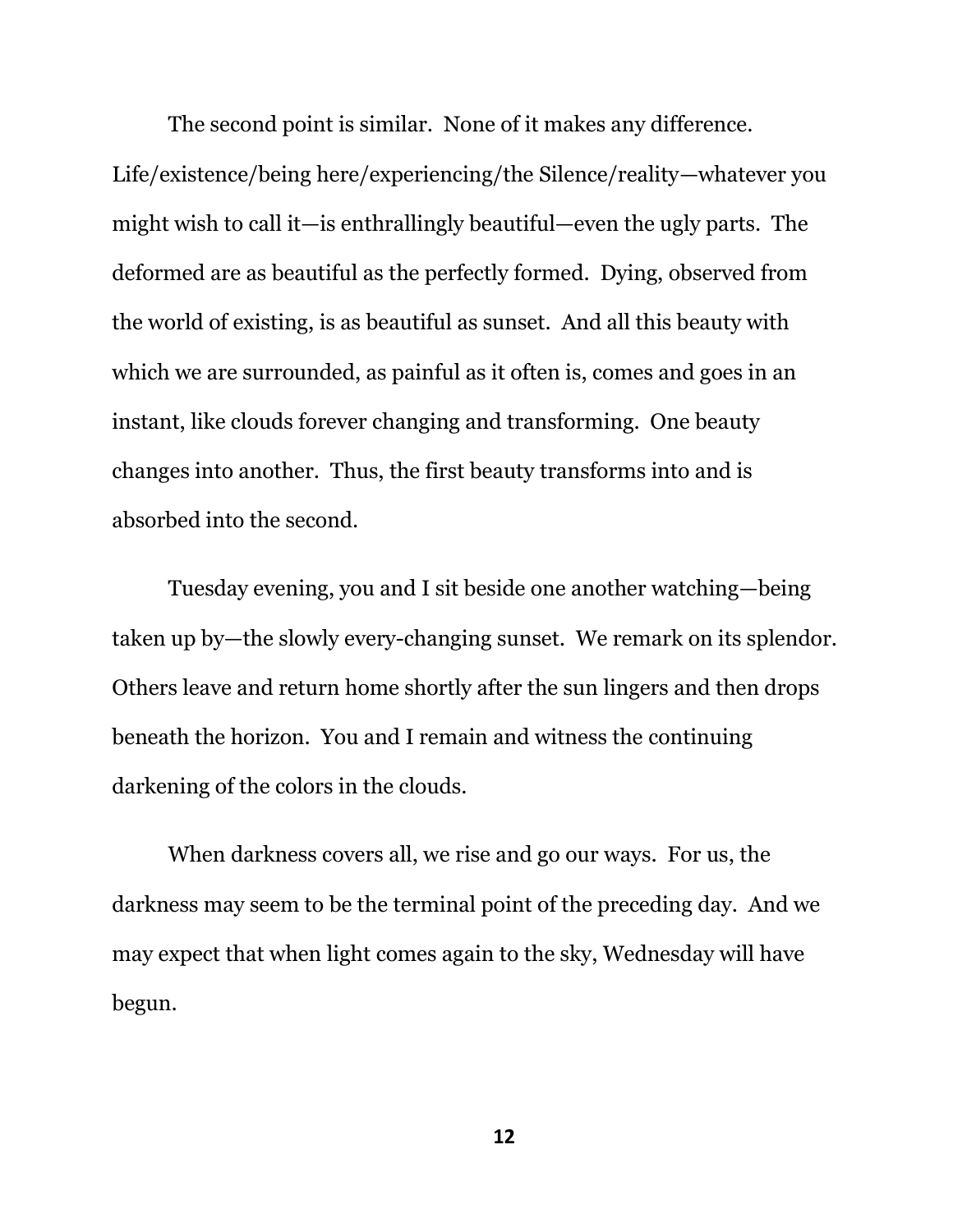The second point is similar. None of it makes any difference. Life/existence/being here/experiencing/the Silence/reality—whatever you might wish to call it—is enthrallingly beautiful—even the ugly parts. The deformed are as beautiful as the perfectly formed. Dying, observed from the world of existing, is as beautiful as sunset. And all this beauty with which we are surrounded, as painful as it often is, comes and goes in an instant, like clouds forever changing and transforming. One beauty changes into another. Thus, the first beauty transforms into and is absorbed into the second.

Tuesday evening, you and I sit beside one another watching—being taken up by—the slowly every-changing sunset. We remark on its splendor. Others leave and return home shortly after the sun lingers and then drops beneath the horizon. You and I remain and witness the continuing darkening of the colors in the clouds.

When darkness covers all, we rise and go our ways. For us, the darkness may seem to be the terminal point of the preceding day. And we may expect that when light comes again to the sky, Wednesday will have begun.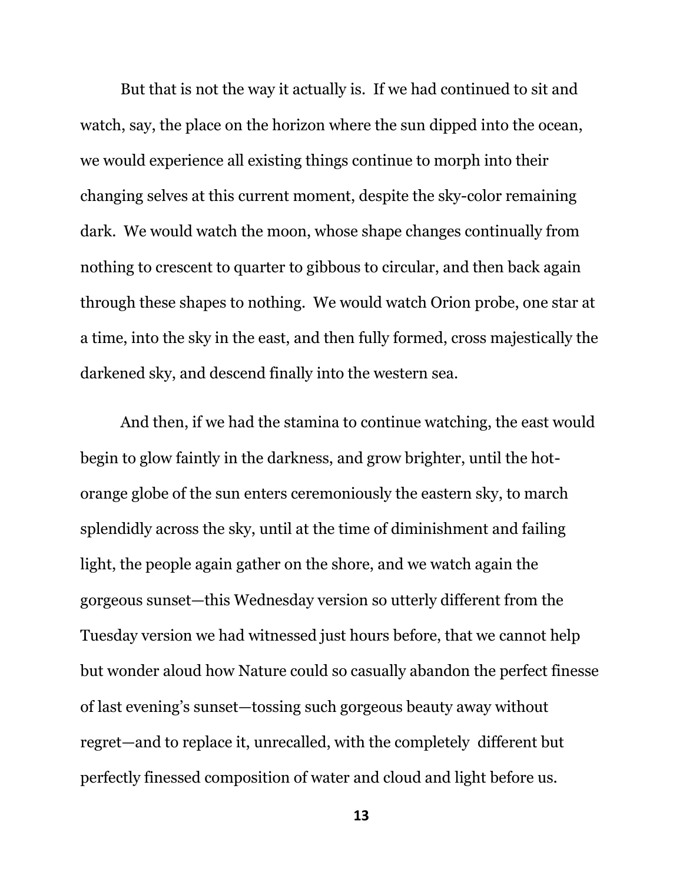But that is not the way it actually is. If we had continued to sit and watch, say, the place on the horizon where the sun dipped into the ocean, we would experience all existing things continue to morph into their changing selves at this current moment, despite the sky-color remaining dark. We would watch the moon, whose shape changes continually from nothing to crescent to quarter to gibbous to circular, and then back again through these shapes to nothing. We would watch Orion probe, one star at a time, into the sky in the east, and then fully formed, cross majestically the darkened sky, and descend finally into the western sea.

And then, if we had the stamina to continue watching, the east would begin to glow faintly in the darkness, and grow brighter, until the hot-orange globe of the sun enters ceremoniously the eastern sky, to march splendidly across the sky, until at the time of diminishment and failing light, the people again gather on the shore, and we watch again the gorgeous sunset—this Wednesday version so utterly different from the Tuesday version we had witnessed just hours before, that we cannot help but wonder aloud how Nature could so casually abandon the perfect finesse of last evening's sunset—tossing such gorgeous beauty away without regret—and to replace it, unrecalled, with the completely different but perfectly finessed composition of water and cloud and light before us.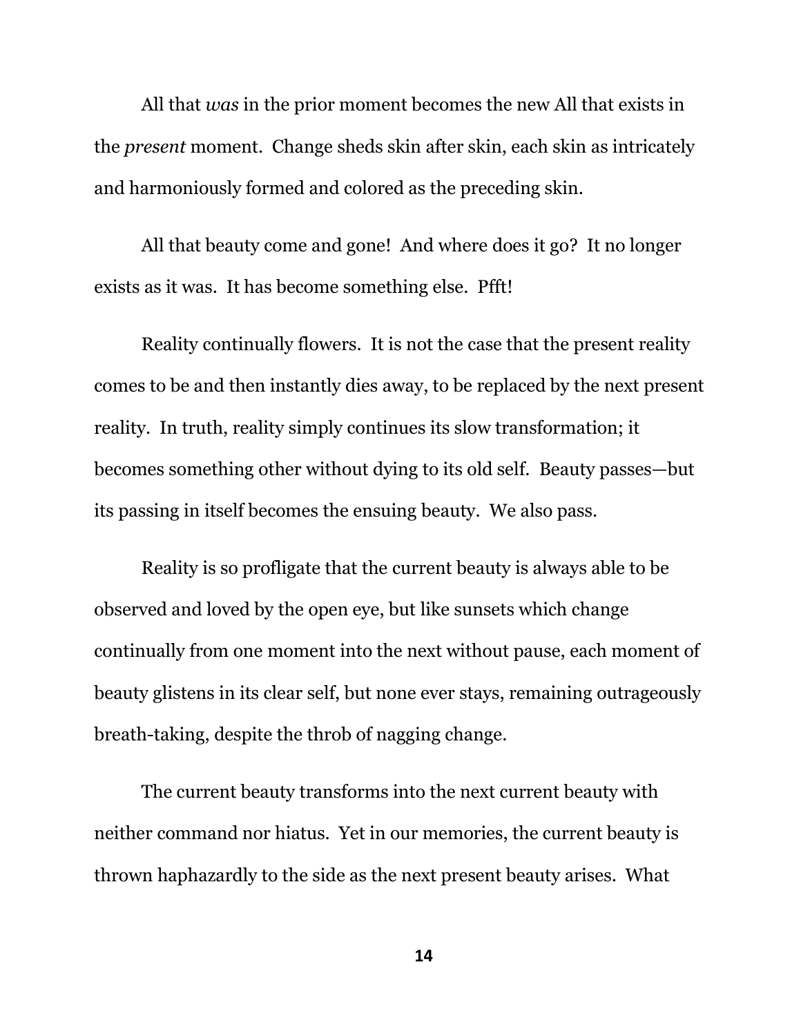All that *was* in the prior moment becomes the new All that exists in the *present* moment.  Change sheds skin after skin, each skin as intricately and harmoniously formed and colored as the preceding skin.

All that beauty come and gone!  And where does it go?  It no longer exists as it was.  It has become something else.  Pfft!

Reality continually flowers.  It is not the case that the present reality comes to be and then instantly dies away, to be replaced by the next present reality.  In truth, reality simply continues its slow transformation; it becomes something other without dying to its old self.  Beauty passes—but its passing in itself becomes the ensuing beauty.  We also pass.

Reality is so profligate that the current beauty is always able to be observed and loved by the open eye, but like sunsets which change continually from one moment into the next without pause, each moment of beauty glistens in its clear self, but none ever stays, remaining outrageously breath-taking, despite the throb of nagging change.

The current beauty transforms into the next current beauty with neither command nor hiatus.  Yet in our memories, the current beauty is thrown haphazardly to the side as the next present beauty arises.  What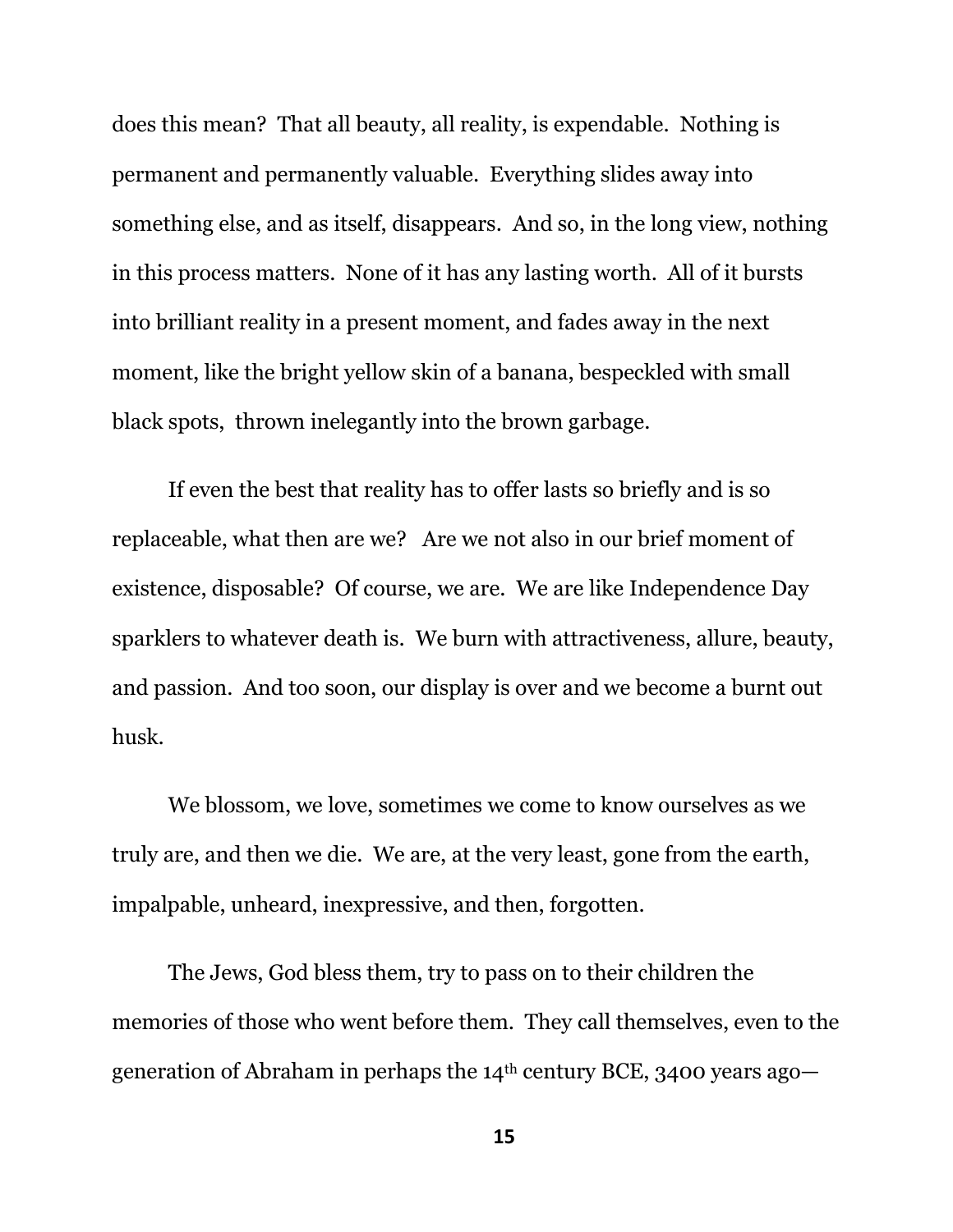does this mean? That all beauty, all reality, is expendable. Nothing is permanent and permanently valuable. Everything slides away into something else, and as itself, disappears. And so, in the long view, nothing in this process matters. None of it has any lasting worth. All of it bursts into brilliant reality in a present moment, and fades away in the next moment, like the bright yellow skin of a banana, bespeckled with small black spots, thrown inelegantly into the brown garbage.

If even the best that reality has to offer lasts so briefly and is so replaceable, what then are we? Are we not also in our brief moment of existence, disposable? Of course, we are. We are like Independence Day sparklers to whatever death is. We burn with attractiveness, allure, beauty, and passion. And too soon, our display is over and we become a burnt out husk.

We blossom, we love, sometimes we come to know ourselves as we truly are, and then we die. We are, at the very least, gone from the earth, impalpable, unheard, inexpressive, and then, forgotten.

The Jews, God bless them, try to pass on to their children the memories of those who went before them. They call themselves, even to the generation of Abraham in perhaps the 14th century BCE, 3400 years ago—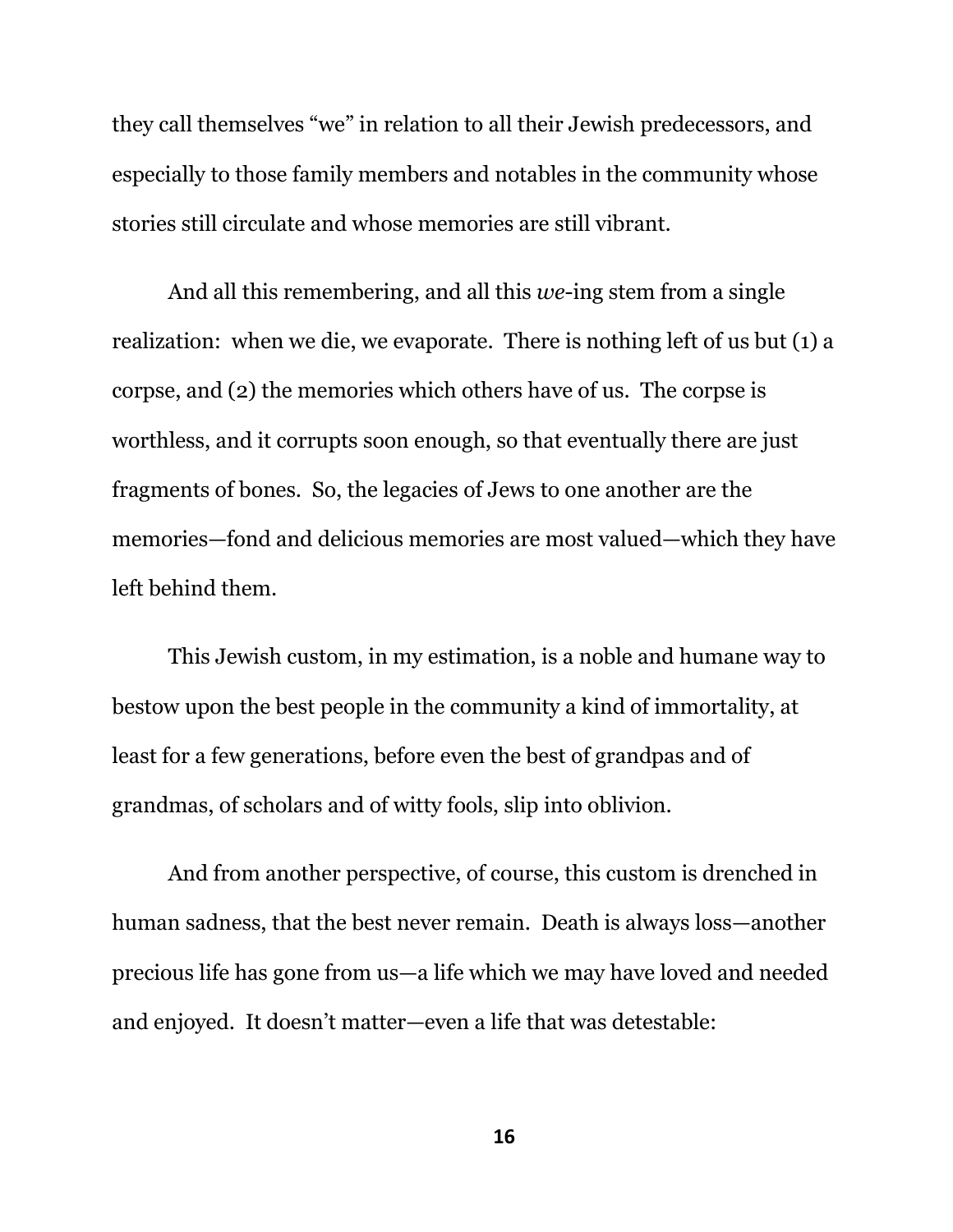they call themselves "we" in relation to all their Jewish predecessors, and especially to those family members and notables in the community whose stories still circulate and whose memories are still vibrant.

And all this remembering, and all this *we*-ing stem from a single realization: when we die, we evaporate. There is nothing left of us but (1) a corpse, and (2) the memories which others have of us. The corpse is worthless, and it corrupts soon enough, so that eventually there are just fragments of bones. So, the legacies of Jews to one another are the memories—fond and delicious memories are most valued—which they have left behind them.

This Jewish custom, in my estimation, is a noble and humane way to bestow upon the best people in the community a kind of immortality, at least for a few generations, before even the best of grandpas and of grandmas, of scholars and of witty fools, slip into oblivion.

And from another perspective, of course, this custom is drenched in human sadness, that the best never remain. Death is always loss—another precious life has gone from us—a life which we may have loved and needed and enjoyed. It doesn't matter—even a life that was detestable: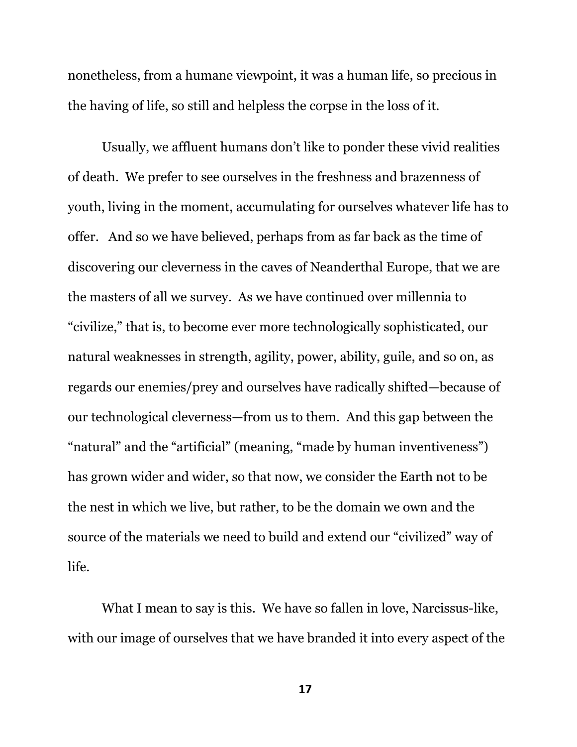nonetheless, from a humane viewpoint, it was a human life, so precious in the having of life, so still and helpless the corpse in the loss of it.

Usually, we affluent humans don't like to ponder these vivid realities of death. We prefer to see ourselves in the freshness and brazenness of youth, living in the moment, accumulating for ourselves whatever life has to offer. And so we have believed, perhaps from as far back as the time of discovering our cleverness in the caves of Neanderthal Europe, that we are the masters of all we survey. As we have continued over millennia to "civilize," that is, to become ever more technologically sophisticated, our natural weaknesses in strength, agility, power, ability, guile, and so on, as regards our enemies/prey and ourselves have radically shifted—because of our technological cleverness—from us to them. And this gap between the "natural" and the "artificial" (meaning, "made by human inventiveness") has grown wider and wider, so that now, we consider the Earth not to be the nest in which we live, but rather, to be the domain we own and the source of the materials we need to build and extend our "civilized" way of life.

What I mean to say is this. We have so fallen in love, Narcissus-like, with our image of ourselves that we have branded it into every aspect of the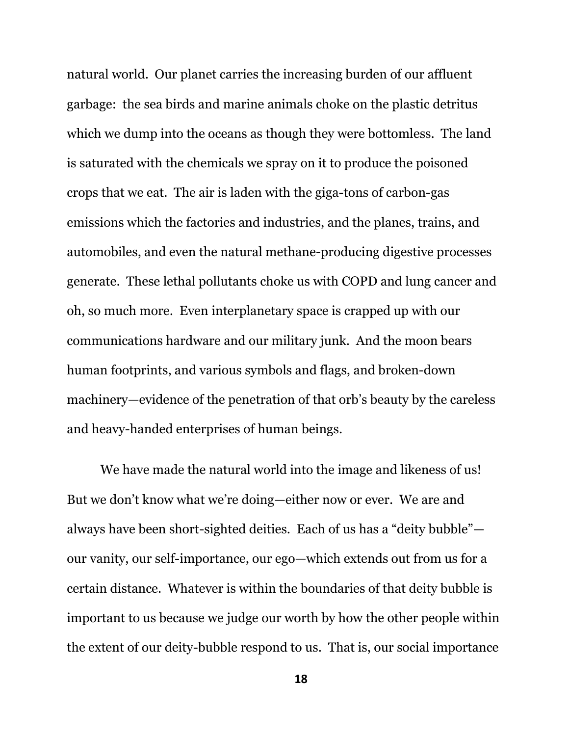natural world. Our planet carries the increasing burden of our affluent garbage: the sea birds and marine animals choke on the plastic detritus which we dump into the oceans as though they were bottomless. The land is saturated with the chemicals we spray on it to produce the poisoned crops that we eat. The air is laden with the giga-tons of carbon-gas emissions which the factories and industries, and the planes, trains, and automobiles, and even the natural methane-producing digestive processes generate. These lethal pollutants choke us with COPD and lung cancer and oh, so much more. Even interplanetary space is crapped up with our communications hardware and our military junk. And the moon bears human footprints, and various symbols and flags, and broken-down machinery—evidence of the penetration of that orb's beauty by the careless and heavy-handed enterprises of human beings.

We have made the natural world into the image and likeness of us! But we don't know what we're doing—either now or ever. We are and always have been short-sighted deities. Each of us has a "deity bubble"—our vanity, our self-importance, our ego—which extends out from us for a certain distance. Whatever is within the boundaries of that deity bubble is important to us because we judge our worth by how the other people within the extent of our deity-bubble respond to us. That is, our social importance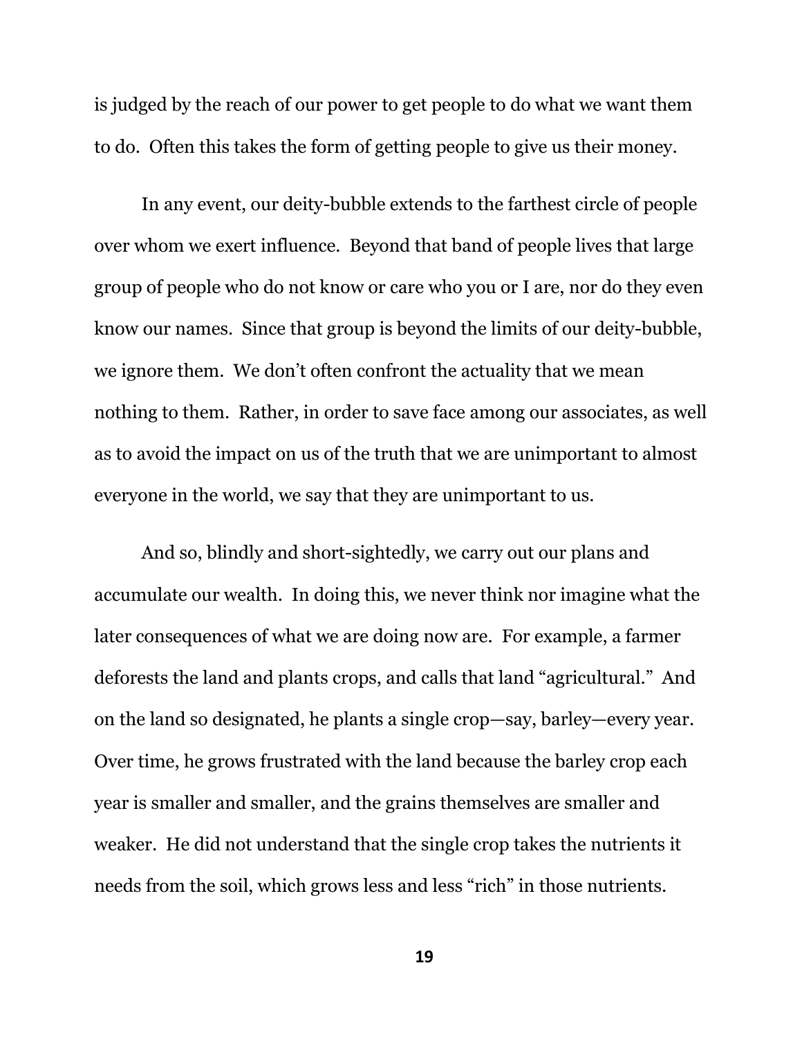is judged by the reach of our power to get people to do what we want them to do. Often this takes the form of getting people to give us their money.

In any event, our deity-bubble extends to the farthest circle of people over whom we exert influence. Beyond that band of people lives that large group of people who do not know or care who you or I are, nor do they even know our names. Since that group is beyond the limits of our deity-bubble, we ignore them. We don't often confront the actuality that we mean nothing to them. Rather, in order to save face among our associates, as well as to avoid the impact on us of the truth that we are unimportant to almost everyone in the world, we say that they are unimportant to us.

And so, blindly and short-sightedly, we carry out our plans and accumulate our wealth. In doing this, we never think nor imagine what the later consequences of what we are doing now are. For example, a farmer deforests the land and plants crops, and calls that land "agricultural." And on the land so designated, he plants a single crop—say, barley—every year. Over time, he grows frustrated with the land because the barley crop each year is smaller and smaller, and the grains themselves are smaller and weaker. He did not understand that the single crop takes the nutrients it needs from the soil, which grows less and less "rich" in those nutrients.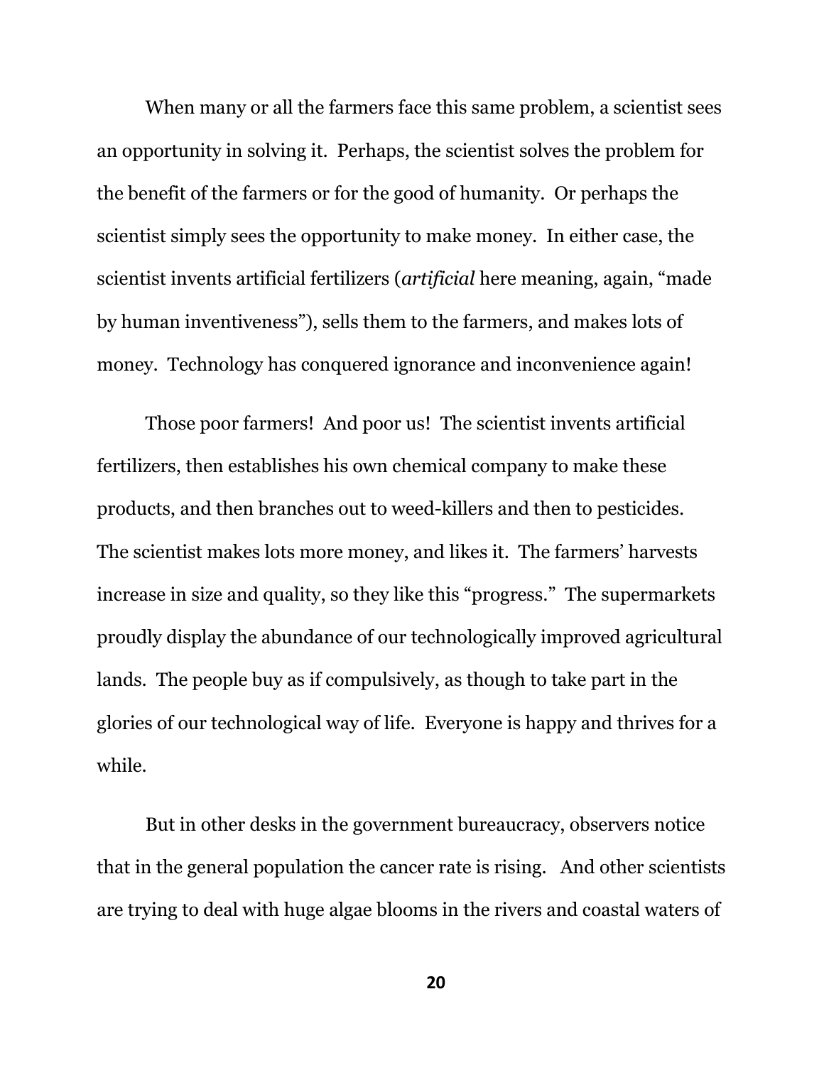When many or all the farmers face this same problem, a scientist sees an opportunity in solving it. Perhaps, the scientist solves the problem for the benefit of the farmers or for the good of humanity. Or perhaps the scientist simply sees the opportunity to make money. In either case, the scientist invents artificial fertilizers (*artificial* here meaning, again, "made by human inventiveness"), sells them to the farmers, and makes lots of money. Technology has conquered ignorance and inconvenience again!

Those poor farmers! And poor us! The scientist invents artificial fertilizers, then establishes his own chemical company to make these products, and then branches out to weed-killers and then to pesticides. The scientist makes lots more money, and likes it. The farmers' harvests increase in size and quality, so they like this "progress." The supermarkets proudly display the abundance of our technologically improved agricultural lands. The people buy as if compulsively, as though to take part in the glories of our technological way of life. Everyone is happy and thrives for a while.

But in other desks in the government bureaucracy, observers notice that in the general population the cancer rate is rising. And other scientists are trying to deal with huge algae blooms in the rivers and coastal waters of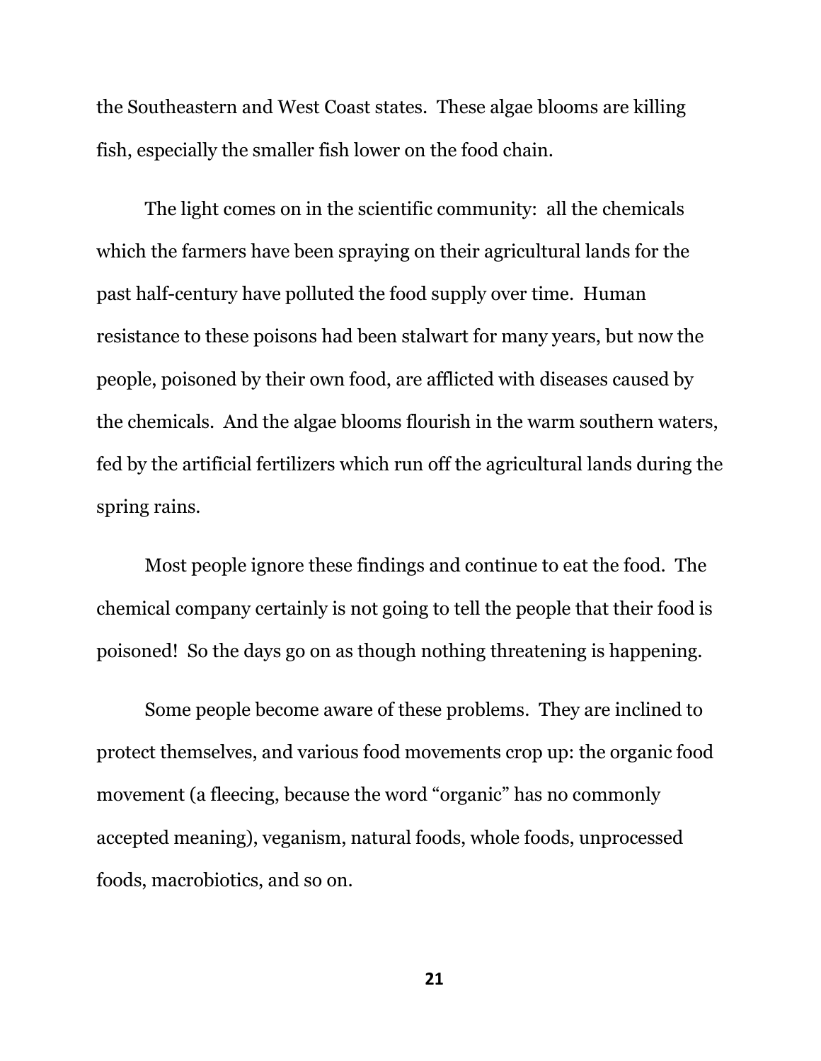the Southeastern and West Coast states. These algae blooms are killing fish, especially the smaller fish lower on the food chain.

The light comes on in the scientific community: all the chemicals which the farmers have been spraying on their agricultural lands for the past half-century have polluted the food supply over time. Human resistance to these poisons had been stalwart for many years, but now the people, poisoned by their own food, are afflicted with diseases caused by the chemicals. And the algae blooms flourish in the warm southern waters, fed by the artificial fertilizers which run off the agricultural lands during the spring rains.

Most people ignore these findings and continue to eat the food. The chemical company certainly is not going to tell the people that their food is poisoned! So the days go on as though nothing threatening is happening.

Some people become aware of these problems. They are inclined to protect themselves, and various food movements crop up: the organic food movement (a fleecing, because the word "organic" has no commonly accepted meaning), veganism, natural foods, whole foods, unprocessed foods, macrobiotics, and so on.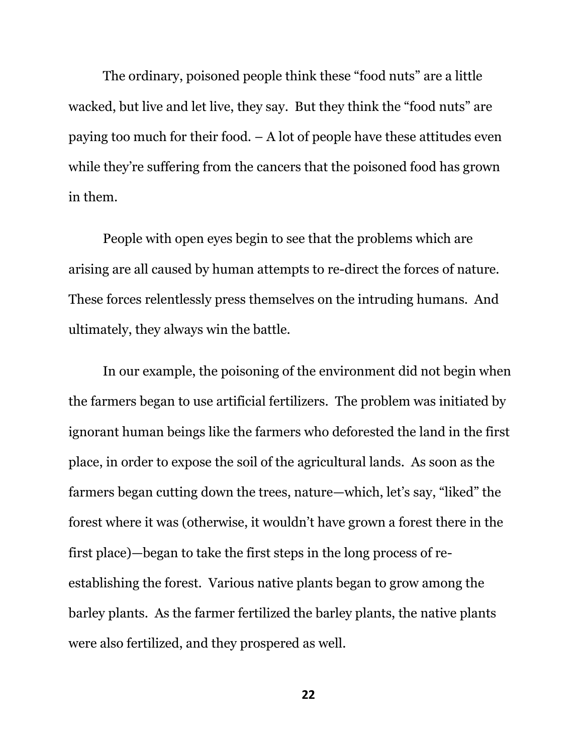The ordinary, poisoned people think these "food nuts" are a little wacked, but live and let live, they say. But they think the "food nuts" are paying too much for their food. – A lot of people have these attitudes even while they're suffering from the cancers that the poisoned food has grown in them.

People with open eyes begin to see that the problems which are arising are all caused by human attempts to re-direct the forces of nature. These forces relentlessly press themselves on the intruding humans. And ultimately, they always win the battle.

In our example, the poisoning of the environment did not begin when the farmers began to use artificial fertilizers. The problem was initiated by ignorant human beings like the farmers who deforested the land in the first place, in order to expose the soil of the agricultural lands. As soon as the farmers began cutting down the trees, nature—which, let's say, "liked" the forest where it was (otherwise, it wouldn't have grown a forest there in the first place)—began to take the first steps in the long process of re-establishing the forest. Various native plants began to grow among the barley plants. As the farmer fertilized the barley plants, the native plants were also fertilized, and they prospered as well.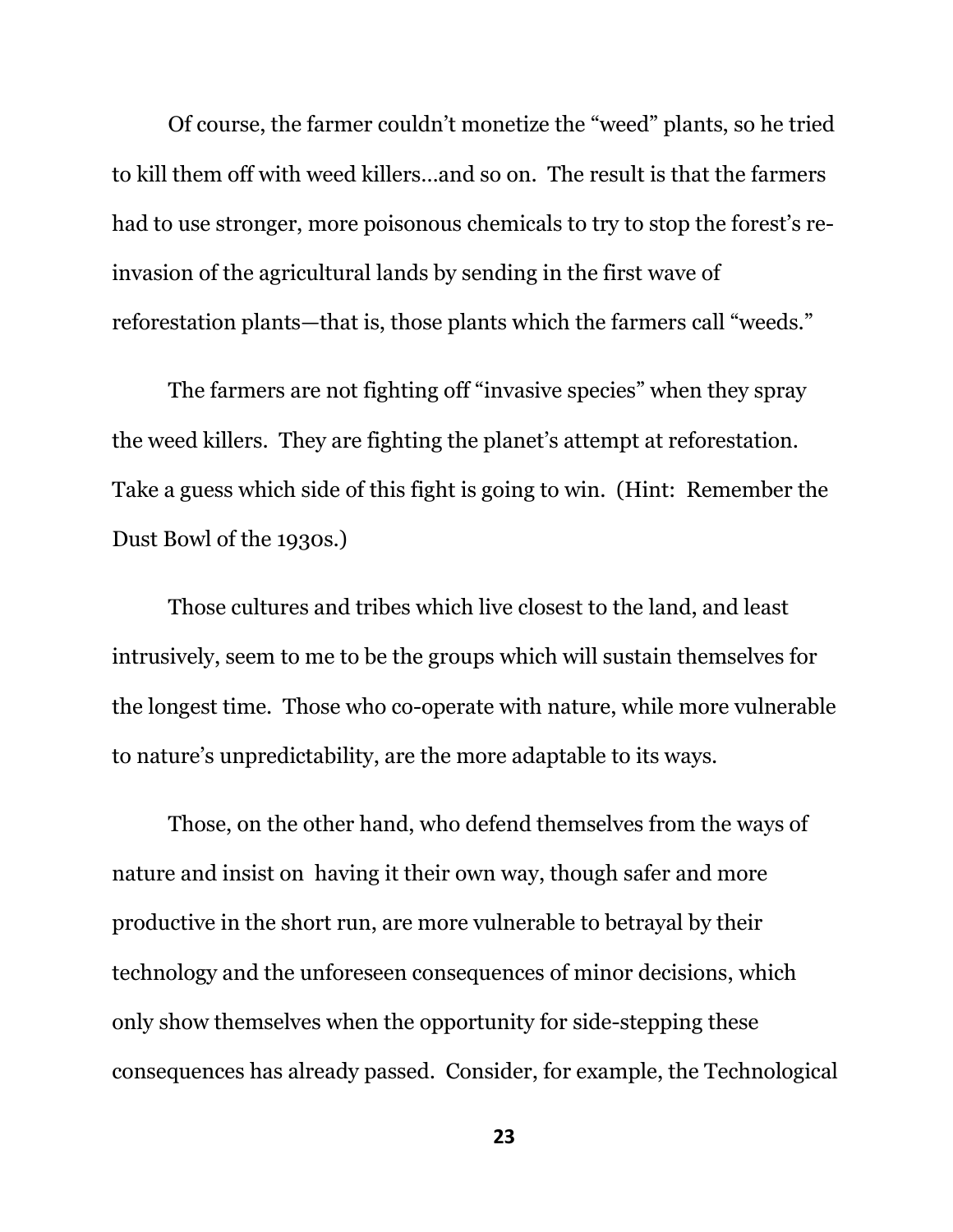Of course, the farmer couldn't monetize the "weed" plants, so he tried to kill them off with weed killers…and so on. The result is that the farmers had to use stronger, more poisonous chemicals to try to stop the forest's re-invasion of the agricultural lands by sending in the first wave of reforestation plants—that is, those plants which the farmers call "weeds."

The farmers are not fighting off "invasive species" when they spray the weed killers. They are fighting the planet's attempt at reforestation. Take a guess which side of this fight is going to win. (Hint: Remember the Dust Bowl of the 1930s.)

Those cultures and tribes which live closest to the land, and least intrusively, seem to me to be the groups which will sustain themselves for the longest time. Those who co-operate with nature, while more vulnerable to nature's unpredictability, are the more adaptable to its ways.

Those, on the other hand, who defend themselves from the ways of nature and insist on having it their own way, though safer and more productive in the short run, are more vulnerable to betrayal by their technology and the unforeseen consequences of minor decisions, which only show themselves when the opportunity for side-stepping these consequences has already passed. Consider, for example, the Technological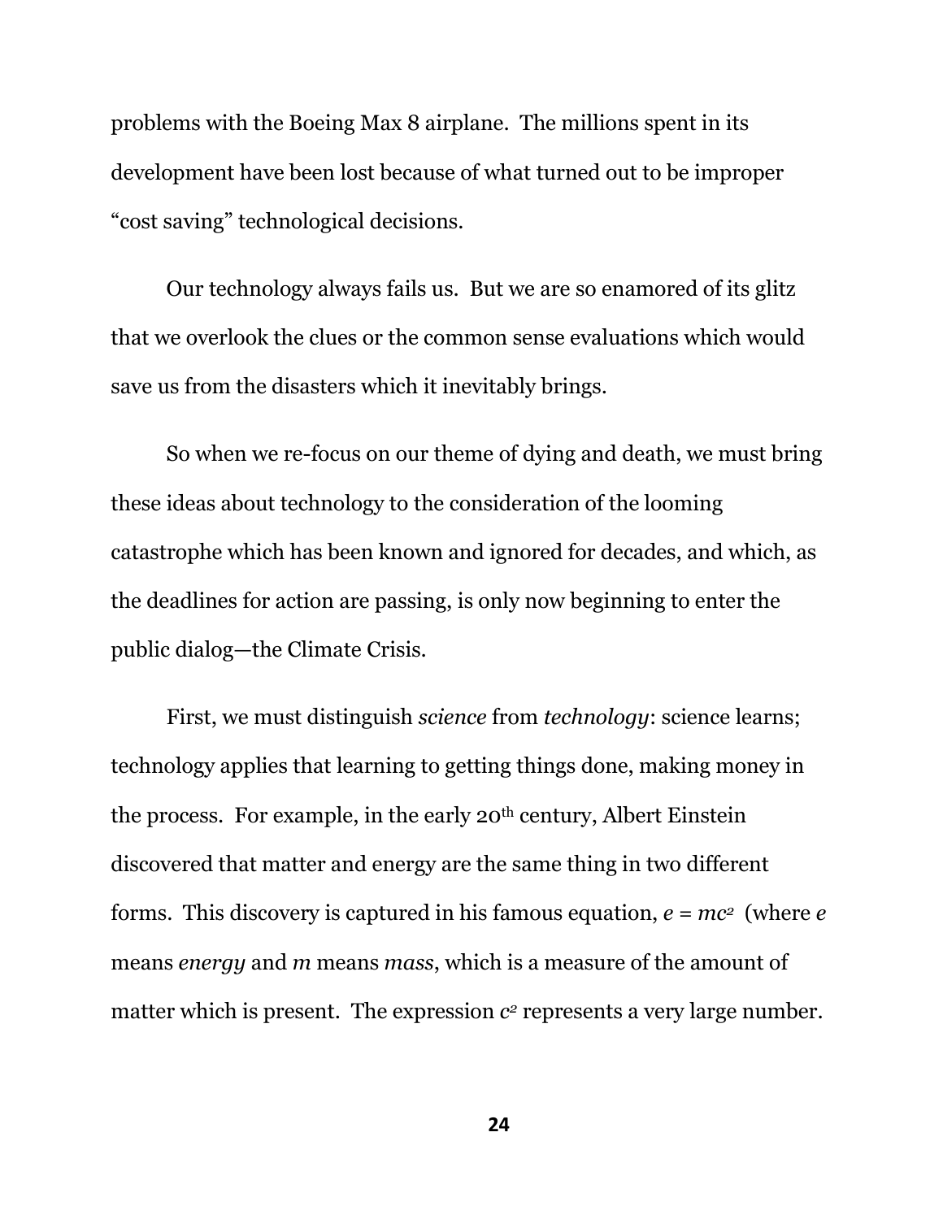problems with the Boeing Max 8 airplane. The millions spent in its development have been lost because of what turned out to be improper "cost saving" technological decisions.

Our technology always fails us. But we are so enamored of its glitz that we overlook the clues or the common sense evaluations which would save us from the disasters which it inevitably brings.

So when we re-focus on our theme of dying and death, we must bring these ideas about technology to the consideration of the looming catastrophe which has been known and ignored for decades, and which, as the deadlines for action are passing, is only now beginning to enter the public dialog—the Climate Crisis.

First, we must distinguish *science* from *technology*: science learns; technology applies that learning to getting things done, making money in the process. For example, in the early 20th century, Albert Einstein discovered that matter and energy are the same thing in two different forms. This discovery is captured in his famous equation, $e = mc^2$ (where $e$ means *energy* and $m$ means *mass*, which is a measure of the amount of matter which is present. The expression $c^2$ represents a very large number.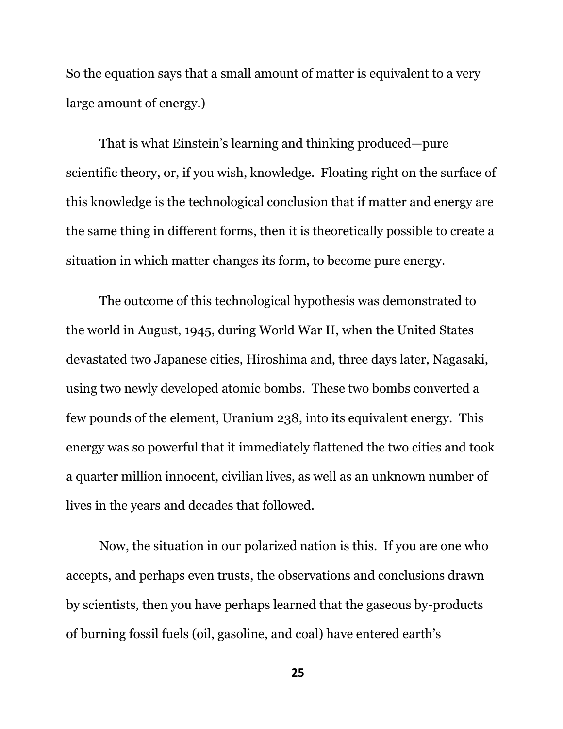So the equation says that a small amount of matter is equivalent to a very large amount of energy.)

That is what Einstein's learning and thinking produced—pure scientific theory, or, if you wish, knowledge. Floating right on the surface of this knowledge is the technological conclusion that if matter and energy are the same thing in different forms, then it is theoretically possible to create a situation in which matter changes its form, to become pure energy.

The outcome of this technological hypothesis was demonstrated to the world in August, 1945, during World War II, when the United States devastated two Japanese cities, Hiroshima and, three days later, Nagasaki, using two newly developed atomic bombs. These two bombs converted a few pounds of the element, Uranium 238, into its equivalent energy. This energy was so powerful that it immediately flattened the two cities and took a quarter million innocent, civilian lives, as well as an unknown number of lives in the years and decades that followed.

Now, the situation in our polarized nation is this. If you are one who accepts, and perhaps even trusts, the observations and conclusions drawn by scientists, then you have perhaps learned that the gaseous by-products of burning fossil fuels (oil, gasoline, and coal) have entered earth's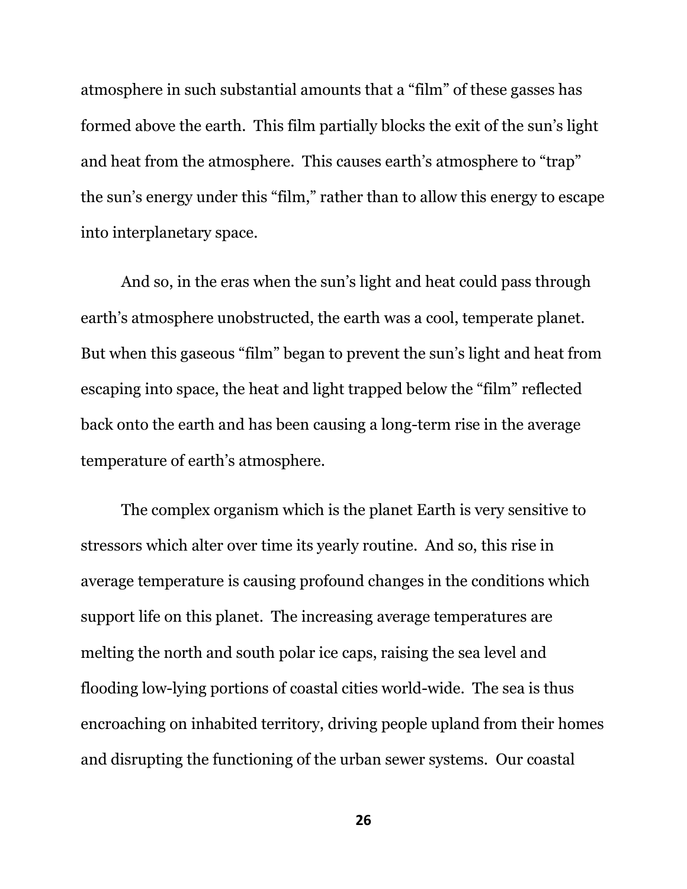atmosphere in such substantial amounts that a "film" of these gasses has formed above the earth. This film partially blocks the exit of the sun's light and heat from the atmosphere. This causes earth's atmosphere to "trap" the sun's energy under this "film," rather than to allow this energy to escape into interplanetary space.

And so, in the eras when the sun's light and heat could pass through earth's atmosphere unobstructed, the earth was a cool, temperate planet. But when this gaseous "film" began to prevent the sun's light and heat from escaping into space, the heat and light trapped below the "film" reflected back onto the earth and has been causing a long-term rise in the average temperature of earth's atmosphere.

The complex organism which is the planet Earth is very sensitive to stressors which alter over time its yearly routine. And so, this rise in average temperature is causing profound changes in the conditions which support life on this planet. The increasing average temperatures are melting the north and south polar ice caps, raising the sea level and flooding low-lying portions of coastal cities world-wide. The sea is thus encroaching on inhabited territory, driving people upland from their homes and disrupting the functioning of the urban sewer systems. Our coastal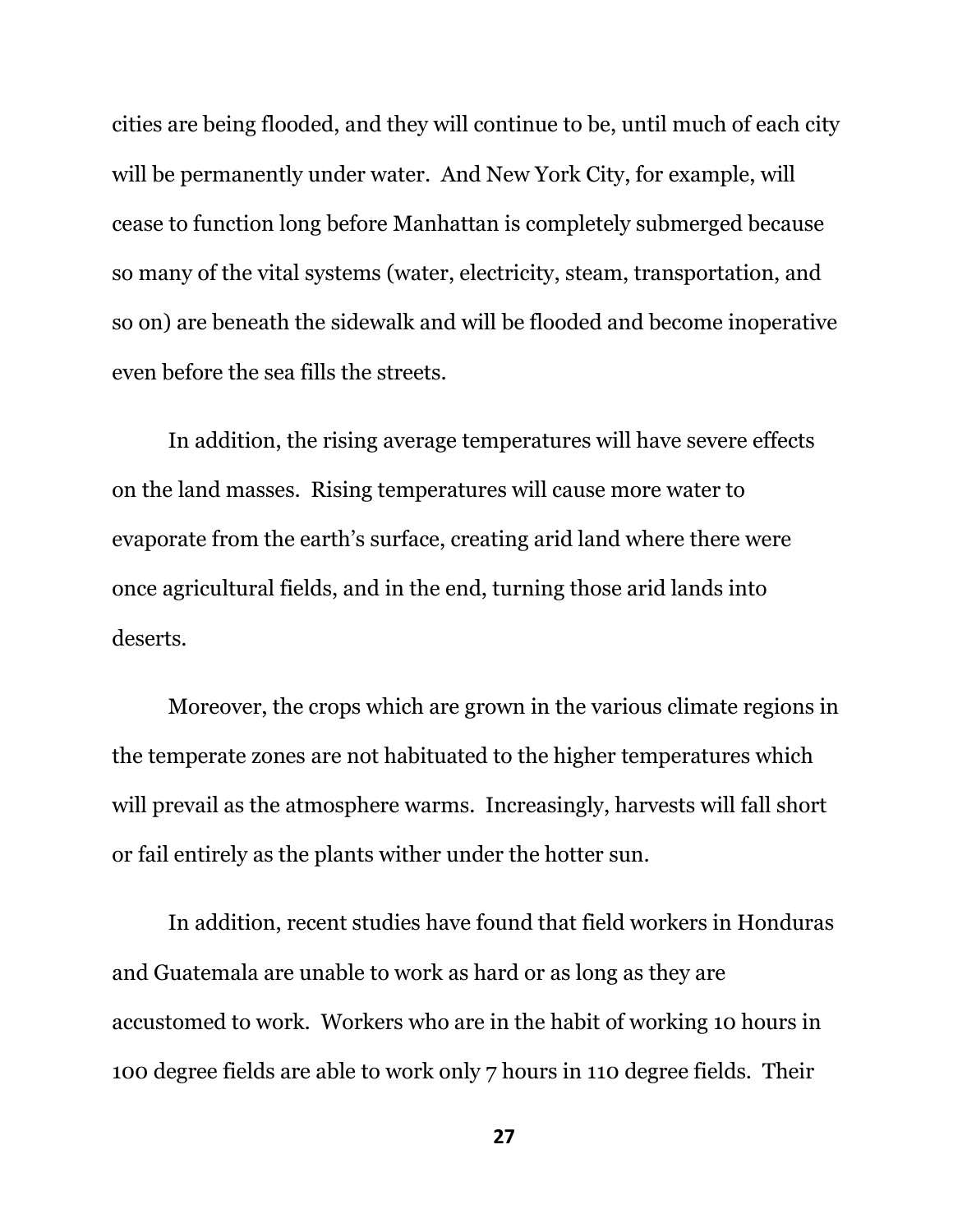cities are being flooded, and they will continue to be, until much of each city will be permanently under water. And New York City, for example, will cease to function long before Manhattan is completely submerged because so many of the vital systems (water, electricity, steam, transportation, and so on) are beneath the sidewalk and will be flooded and become inoperative even before the sea fills the streets.

In addition, the rising average temperatures will have severe effects on the land masses. Rising temperatures will cause more water to evaporate from the earth's surface, creating arid land where there were once agricultural fields, and in the end, turning those arid lands into deserts.

Moreover, the crops which are grown in the various climate regions in the temperate zones are not habituated to the higher temperatures which will prevail as the atmosphere warms. Increasingly, harvests will fall short or fail entirely as the plants wither under the hotter sun.

In addition, recent studies have found that field workers in Honduras and Guatemala are unable to work as hard or as long as they are accustomed to work. Workers who are in the habit of working 10 hours in 100 degree fields are able to work only 7 hours in 110 degree fields. Their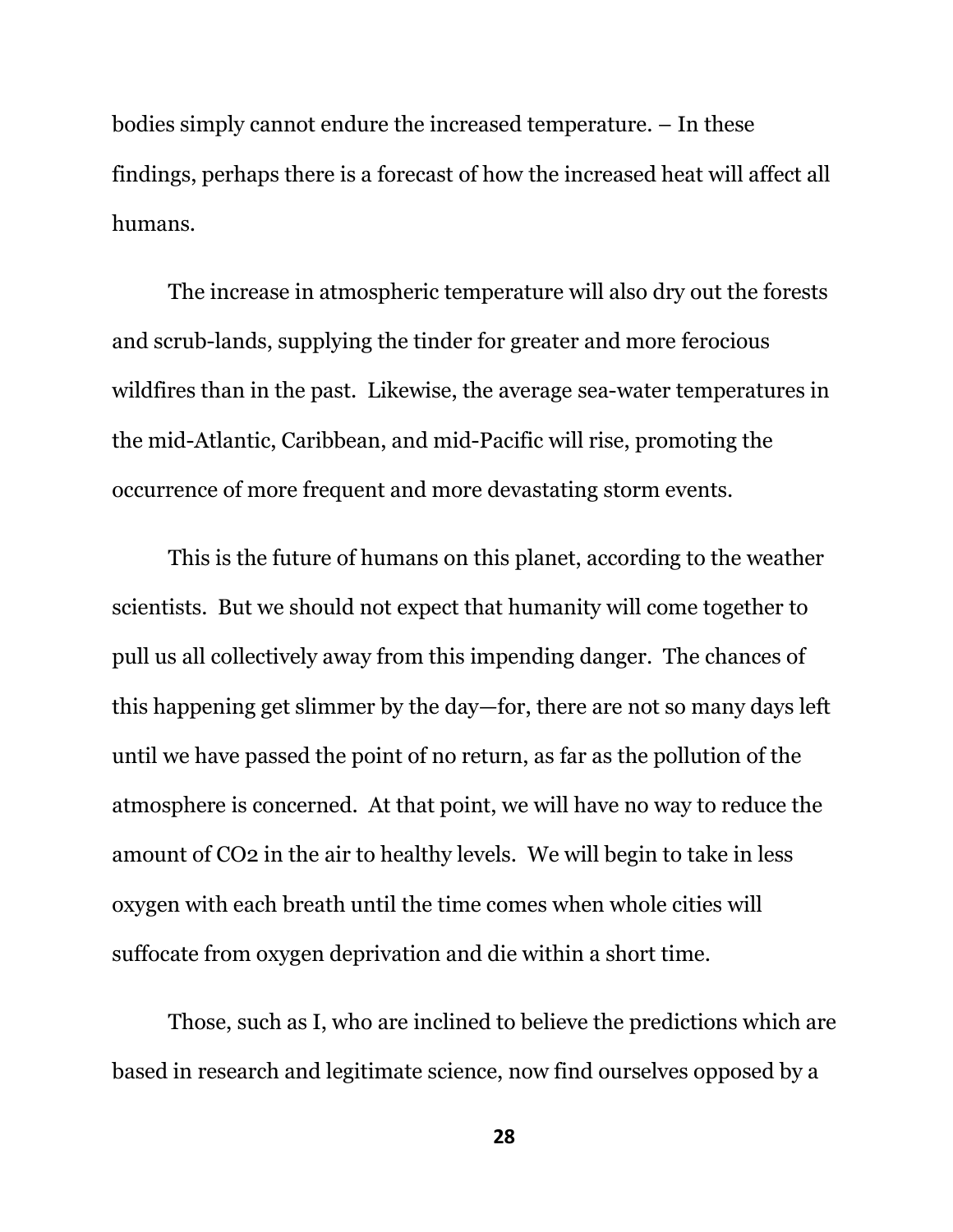bodies simply cannot endure the increased temperature. – In these findings, perhaps there is a forecast of how the increased heat will affect all humans.

The increase in atmospheric temperature will also dry out the forests and scrub-lands, supplying the tinder for greater and more ferocious wildfires than in the past. Likewise, the average sea-water temperatures in the mid-Atlantic, Caribbean, and mid-Pacific will rise, promoting the occurrence of more frequent and more devastating storm events.

This is the future of humans on this planet, according to the weather scientists. But we should not expect that humanity will come together to pull us all collectively away from this impending danger. The chances of this happening get slimmer by the day—for, there are not so many days left until we have passed the point of no return, as far as the pollution of the atmosphere is concerned. At that point, we will have no way to reduce the amount of $CO_2$ in the air to healthy levels. We will begin to take in less oxygen with each breath until the time comes when whole cities will suffocate from oxygen deprivation and die within a short time.

Those, such as I, who are inclined to believe the predictions which are based in research and legitimate science, now find ourselves opposed by a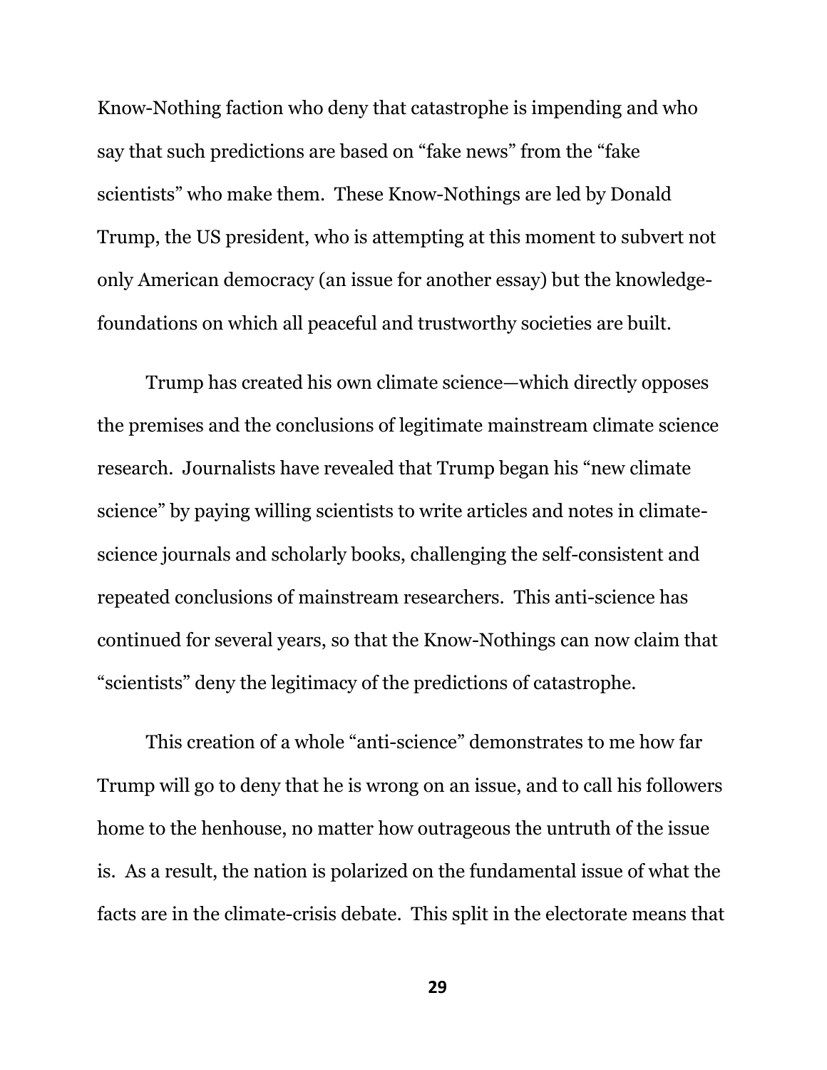Know-Nothing faction who deny that catastrophe is impending and who say that such predictions are based on "fake news" from the "fake scientists" who make them. These Know-Nothings are led by Donald Trump, the US president, who is attempting at this moment to subvert not only American democracy (an issue for another essay) but the knowledge-foundations on which all peaceful and trustworthy societies are built.

Trump has created his own climate science—which directly opposes the premises and the conclusions of legitimate mainstream climate science research. Journalists have revealed that Trump began his "new climate science" by paying willing scientists to write articles and notes in climate-science journals and scholarly books, challenging the self-consistent and repeated conclusions of mainstream researchers. This anti-science has continued for several years, so that the Know-Nothings can now claim that "scientists" deny the legitimacy of the predictions of catastrophe.

This creation of a whole "anti-science" demonstrates to me how far Trump will go to deny that he is wrong on an issue, and to call his followers home to the henhouse, no matter how outrageous the untruth of the issue is. As a result, the nation is polarized on the fundamental issue of what the facts are in the climate-crisis debate. This split in the electorate means that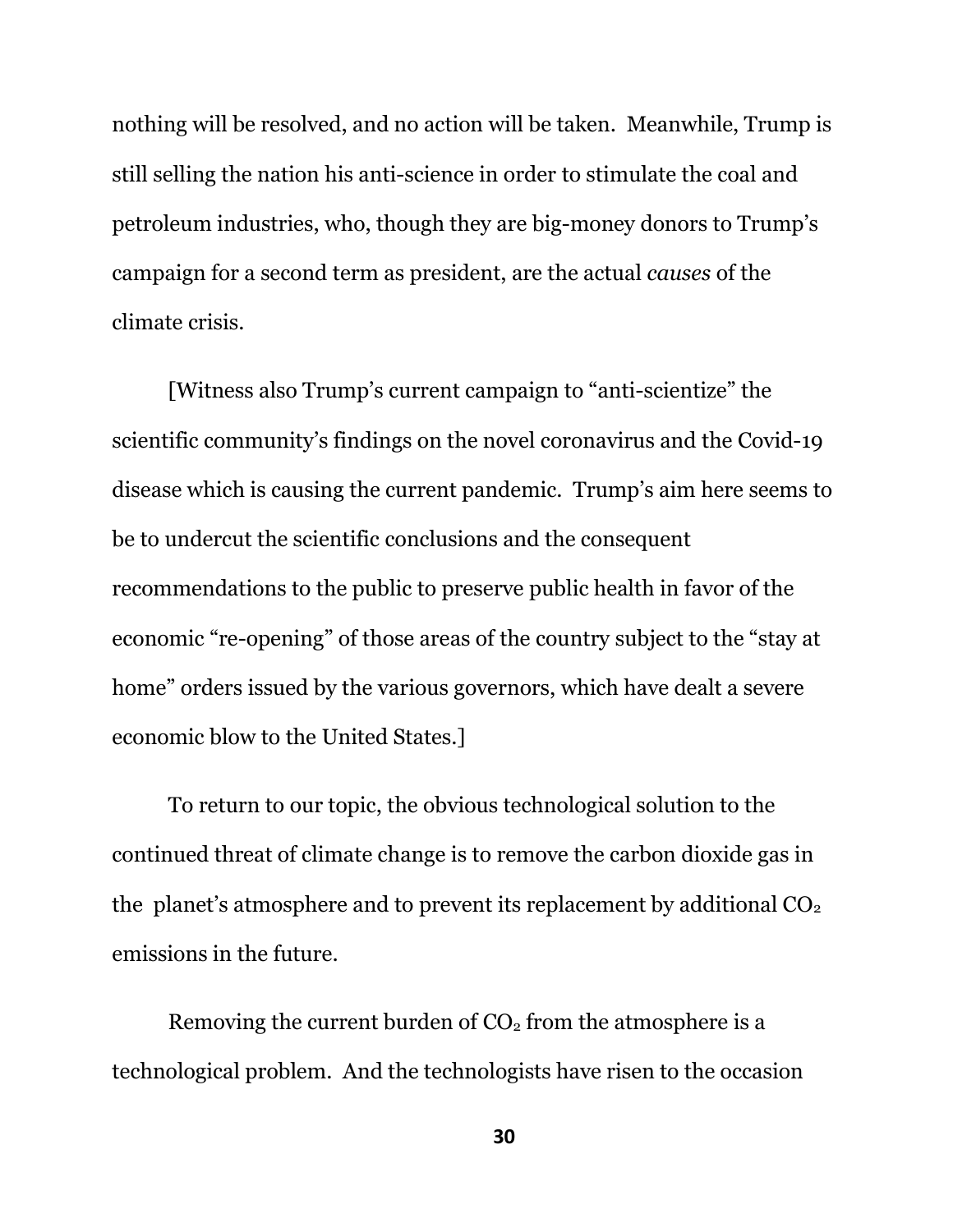nothing will be resolved, and no action will be taken. Meanwhile, Trump is still selling the nation his anti-science in order to stimulate the coal and petroleum industries, who, though they are big-money donors to Trump's campaign for a second term as president, are the actual *causes* of the climate crisis.

[Witness also Trump's current campaign to "anti-scientize" the scientific community's findings on the novel coronavirus and the Covid-19 disease which is causing the current pandemic. Trump's aim here seems to be to undercut the scientific conclusions and the consequent recommendations to the public to preserve public health in favor of the economic "re-opening" of those areas of the country subject to the "stay at home" orders issued by the various governors, which have dealt a severe economic blow to the United States.]

To return to our topic, the obvious technological solution to the continued threat of climate change is to remove the carbon dioxide gas in the planet's atmosphere and to prevent its replacement by additional $CO_2$ emissions in the future.

Removing the current burden of $CO_2$ from the atmosphere is a technological problem. And the technologists have risen to the occasion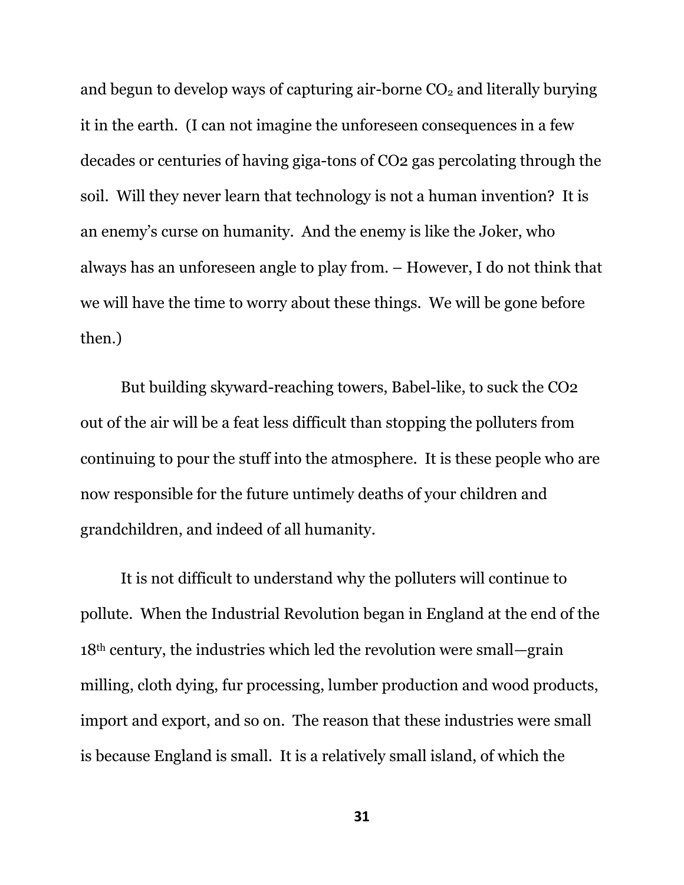and begun to develop ways of capturing air-borne $CO_2$ and literally burying it in the earth. (I can not imagine the unforeseen consequences in a few decades or centuries of having giga-tons of $CO_2$ gas percolating through the soil. Will they never learn that technology is not a human invention? It is an enemy's curse on humanity. And the enemy is like the Joker, who always has an unforeseen angle to play from. – However, I do not think that we will have the time to worry about these things. We will be gone before then.)

But building skyward-reaching towers, Babel-like, to suck the $CO_2$ out of the air will be a feat less difficult than stopping the polluters from continuing to pour the stuff into the atmosphere. It is these people who are now responsible for the future untimely deaths of your children and grandchildren, and indeed of all humanity.

It is not difficult to understand why the polluters will continue to pollute. When the Industrial Revolution began in England at the end of the 18th century, the industries which led the revolution were small—grain milling, cloth dying, fur processing, lumber production and wood products, import and export, and so on. The reason that these industries were small is because England is small. It is a relatively small island, of which the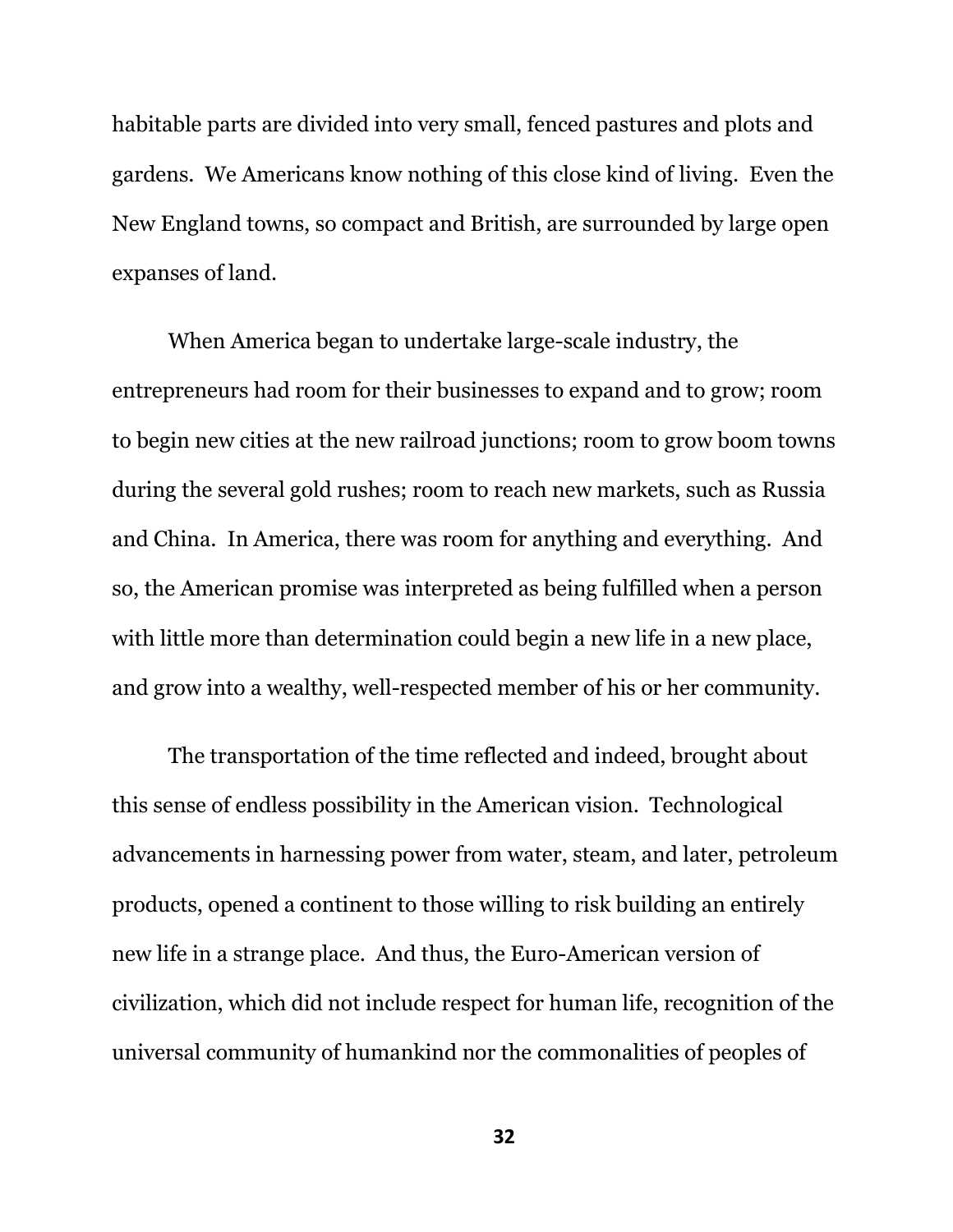habitable parts are divided into very small, fenced pastures and plots and gardens. We Americans know nothing of this close kind of living. Even the New England towns, so compact and British, are surrounded by large open expanses of land.

When America began to undertake large-scale industry, the entrepreneurs had room for their businesses to expand and to grow; room to begin new cities at the new railroad junctions; room to grow boom towns during the several gold rushes; room to reach new markets, such as Russia and China. In America, there was room for anything and everything. And so, the American promise was interpreted as being fulfilled when a person with little more than determination could begin a new life in a new place, and grow into a wealthy, well-respected member of his or her community.

The transportation of the time reflected and indeed, brought about this sense of endless possibility in the American vision. Technological advancements in harnessing power from water, steam, and later, petroleum products, opened a continent to those willing to risk building an entirely new life in a strange place. And thus, the Euro-American version of civilization, which did not include respect for human life, recognition of the universal community of humankind nor the commonalities of peoples of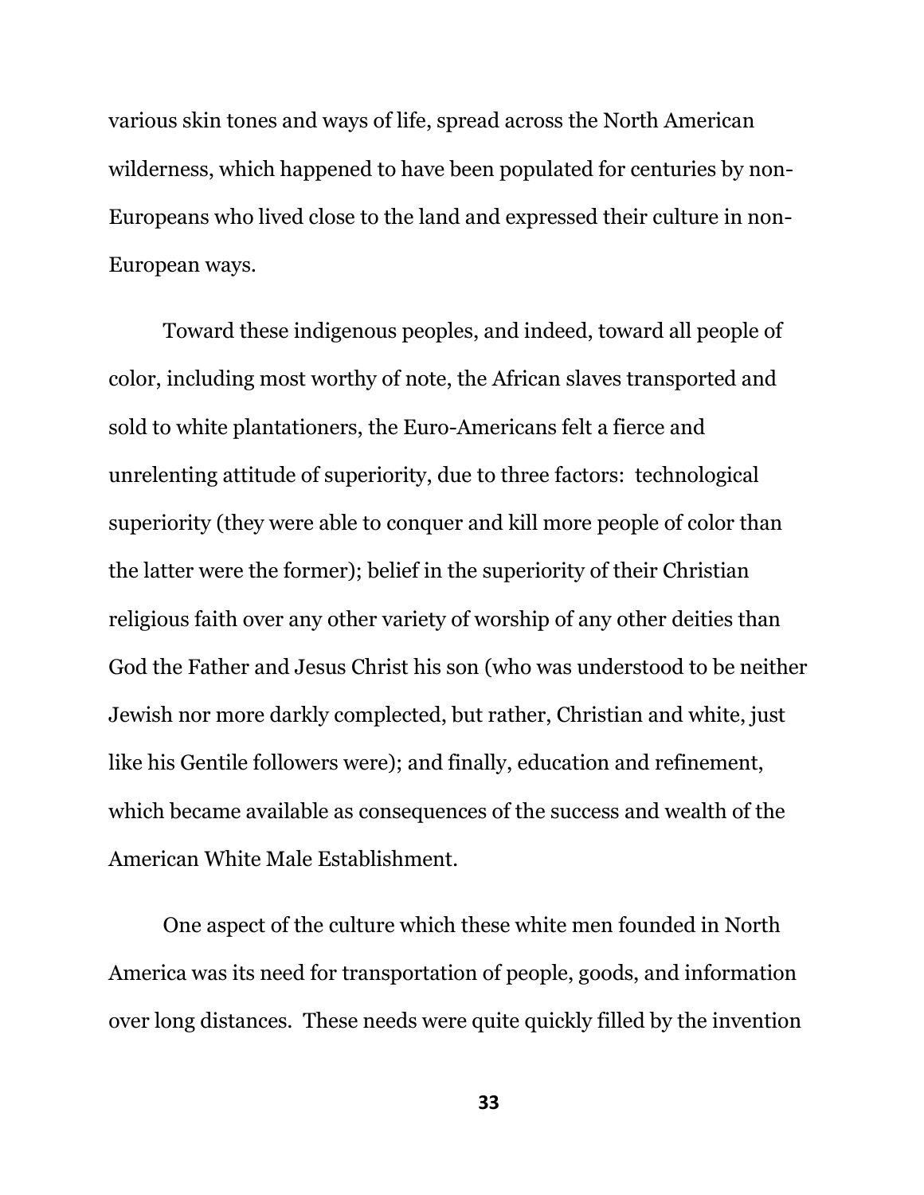various skin tones and ways of life, spread across the North American wilderness, which happened to have been populated for centuries by non-Europeans who lived close to the land and expressed their culture in non-European ways.

Toward these indigenous peoples, and indeed, toward all people of color, including most worthy of note, the African slaves transported and sold to white plantationers, the Euro-Americans felt a fierce and unrelenting attitude of superiority, due to three factors: technological superiority (they were able to conquer and kill more people of color than the latter were the former); belief in the superiority of their Christian religious faith over any other variety of worship of any other deities than God the Father and Jesus Christ his son (who was understood to be neither Jewish nor more darkly complected, but rather, Christian and white, just like his Gentile followers were); and finally, education and refinement, which became available as consequences of the success and wealth of the American White Male Establishment.

One aspect of the culture which these white men founded in North America was its need for transportation of people, goods, and information over long distances. These needs were quite quickly filled by the invention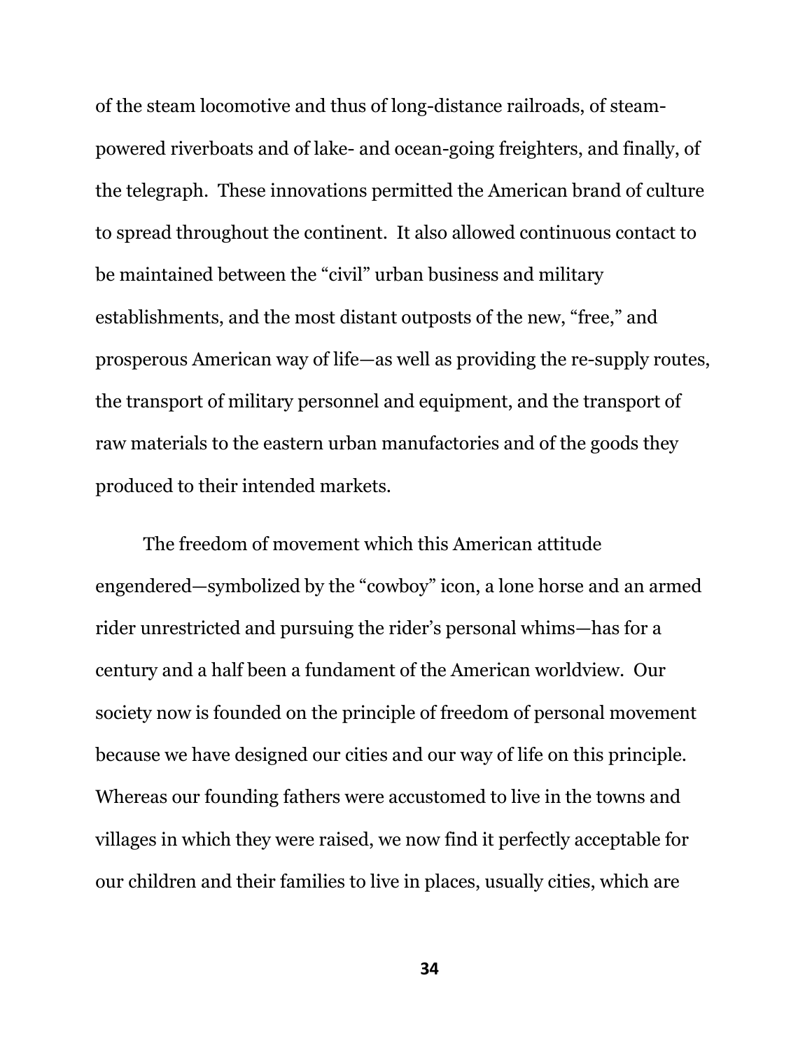of the steam locomotive and thus of long-distance railroads, of steam-powered riverboats and of lake- and ocean-going freighters, and finally, of the telegraph. These innovations permitted the American brand of culture to spread throughout the continent. It also allowed continuous contact to be maintained between the "civil" urban business and military establishments, and the most distant outposts of the new, "free," and prosperous American way of life—as well as providing the re-supply routes, the transport of military personnel and equipment, and the transport of raw materials to the eastern urban manufactories and of the goods they produced to their intended markets.

The freedom of movement which this American attitude engendered—symbolized by the "cowboy" icon, a lone horse and an armed rider unrestricted and pursuing the rider's personal whims—has for a century and a half been a fundament of the American worldview. Our society now is founded on the principle of freedom of personal movement because we have designed our cities and our way of life on this principle. Whereas our founding fathers were accustomed to live in the towns and villages in which they were raised, we now find it perfectly acceptable for our children and their families to live in places, usually cities, which are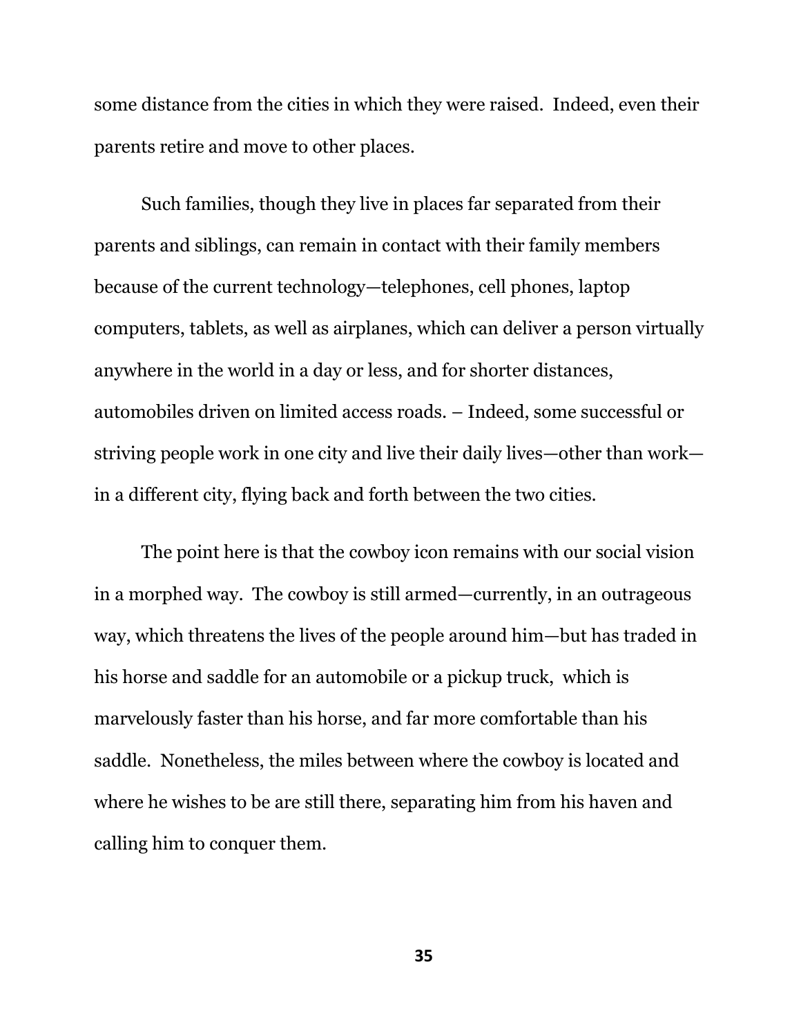some distance from the cities in which they were raised.  Indeed, even their parents retire and move to other places.

Such families, though they live in places far separated from their parents and siblings, can remain in contact with their family members because of the current technology—telephones, cell phones, laptop computers, tablets, as well as airplanes, which can deliver a person virtually anywhere in the world in a day or less, and for shorter distances, automobiles driven on limited access roads. – Indeed, some successful or striving people work in one city and live their daily lives—other than work—in a different city, flying back and forth between the two cities.

The point here is that the cowboy icon remains with our social vision in a morphed way.  The cowboy is still armed—currently, in an outrageous way, which threatens the lives of the people around him—but has traded in his horse and saddle for an automobile or a pickup truck,  which is marvelously faster than his horse, and far more comfortable than his saddle.  Nonetheless, the miles between where the cowboy is located and where he wishes to be are still there, separating him from his haven and calling him to conquer them.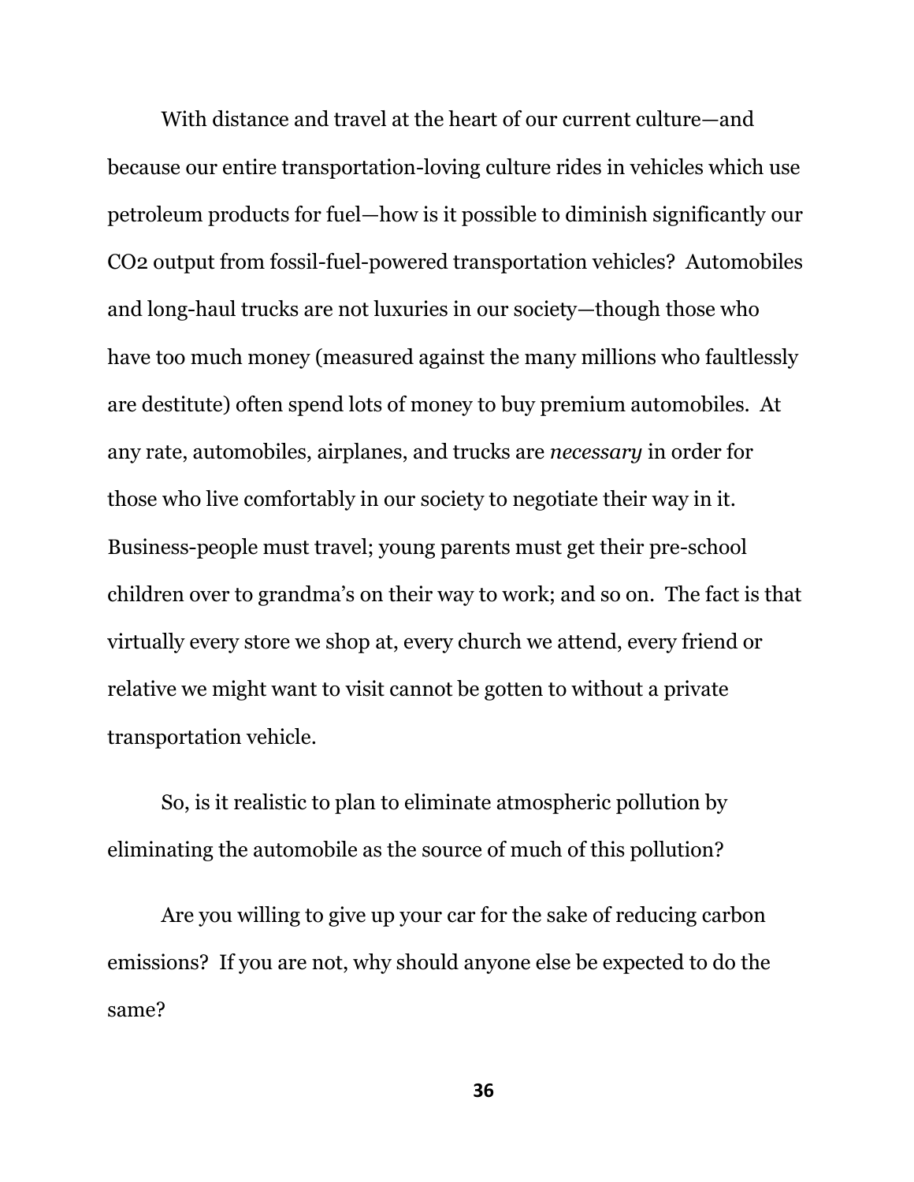With distance and travel at the heart of our current culture—and because our entire transportation-loving culture rides in vehicles which use petroleum products for fuel—how is it possible to diminish significantly our $CO_2$ output from fossil-fuel-powered transportation vehicles? Automobiles and long-haul trucks are not luxuries in our society—though those who have too much money (measured against the many millions who faultlessly are destitute) often spend lots of money to buy premium automobiles. At any rate, automobiles, airplanes, and trucks are *necessary* in order for those who live comfortably in our society to negotiate their way in it. Business-people must travel; young parents must get their pre-school children over to grandma's on their way to work; and so on. The fact is that virtually every store we shop at, every church we attend, every friend or relative we might want to visit cannot be gotten to without a private transportation vehicle.

So, is it realistic to plan to eliminate atmospheric pollution by eliminating the automobile as the source of much of this pollution?

Are you willing to give up your car for the sake of reducing carbon emissions? If you are not, why should anyone else be expected to do the same?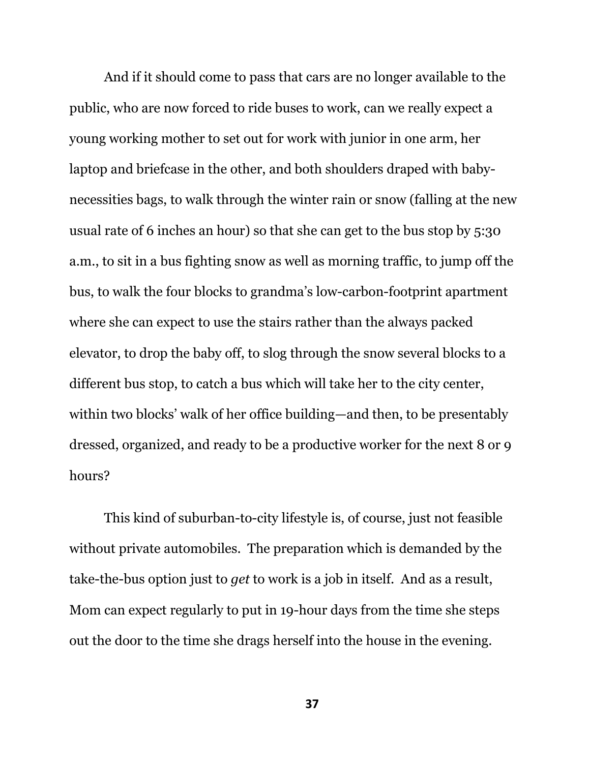And if it should come to pass that cars are no longer available to the public, who are now forced to ride buses to work, can we really expect a young working mother to set out for work with junior in one arm, her laptop and briefcase in the other, and both shoulders draped with baby-necessities bags, to walk through the winter rain or snow (falling at the new usual rate of 6 inches an hour) so that she can get to the bus stop by 5:30 a.m., to sit in a bus fighting snow as well as morning traffic, to jump off the bus, to walk the four blocks to grandma's low-carbon-footprint apartment where she can expect to use the stairs rather than the always packed elevator, to drop the baby off, to slog through the snow several blocks to a different bus stop, to catch a bus which will take her to the city center, within two blocks' walk of her office building—and then, to be presentably dressed, organized, and ready to be a productive worker for the next 8 or 9 hours?

This kind of suburban-to-city lifestyle is, of course, just not feasible without private automobiles. The preparation which is demanded by the take-the-bus option just to *get* to work is a job in itself. And as a result, Mom can expect regularly to put in 19-hour days from the time she steps out the door to the time she drags herself into the house in the evening.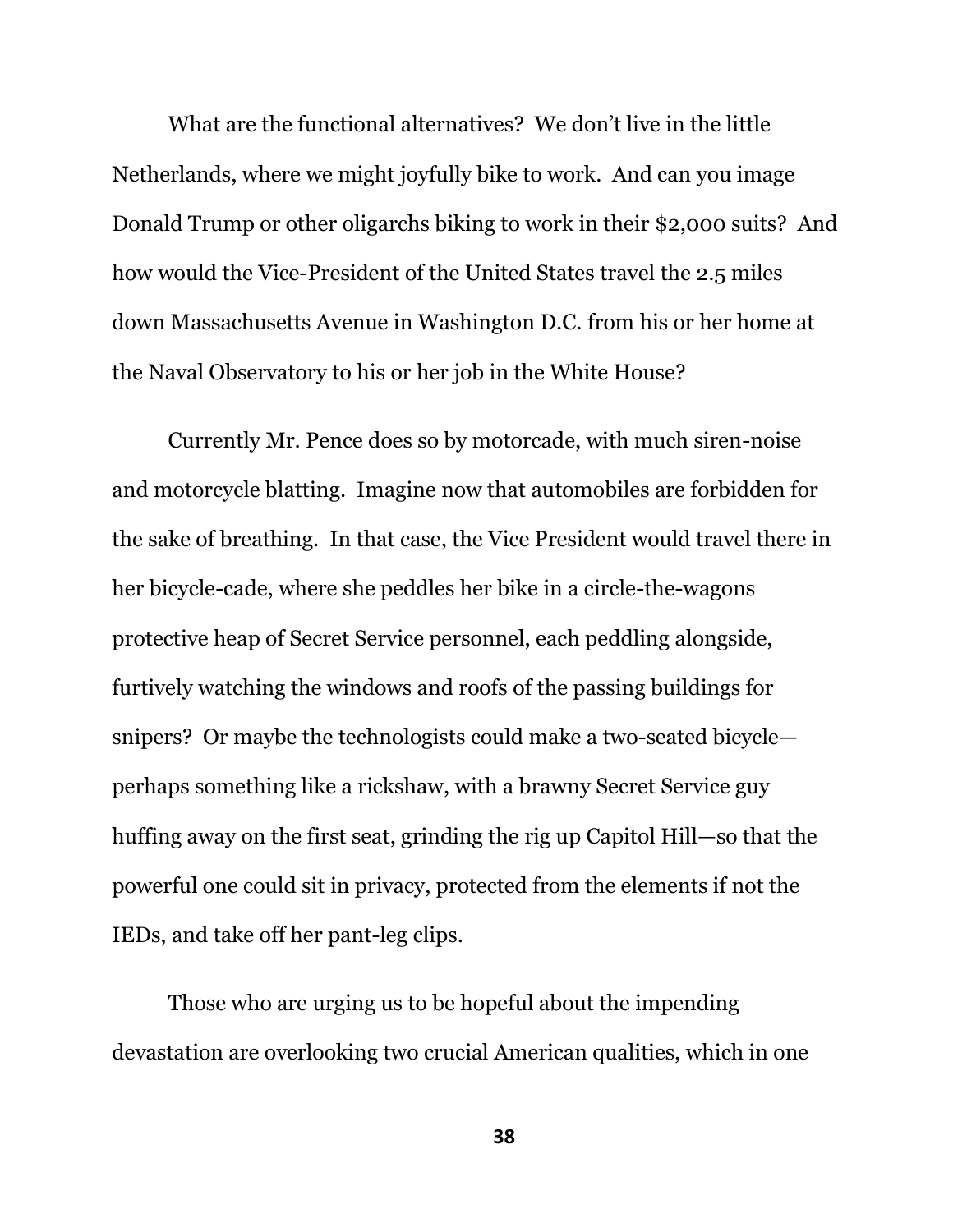What are the functional alternatives? We don't live in the little Netherlands, where we might joyfully bike to work. And can you image Donald Trump or other oligarchs biking to work in their $2,000 suits? And how would the Vice-President of the United States travel the 2.5 miles down Massachusetts Avenue in Washington D.C. from his or her home at the Naval Observatory to his or her job in the White House?

Currently Mr. Pence does so by motorcade, with much siren-noise and motorcycle blatting. Imagine now that automobiles are forbidden for the sake of breathing. In that case, the Vice President would travel there in her bicycle-cade, where she peddles her bike in a circle-the-wagons protective heap of Secret Service personnel, each peddling alongside, furtively watching the windows and roofs of the passing buildings for snipers? Or maybe the technologists could make a two-seated bicycle—perhaps something like a rickshaw, with a brawny Secret Service guy huffing away on the first seat, grinding the rig up Capitol Hill—so that the powerful one could sit in privacy, protected from the elements if not the IEDs, and take off her pant-leg clips.

Those who are urging us to be hopeful about the impending devastation are overlooking two crucial American qualities, which in one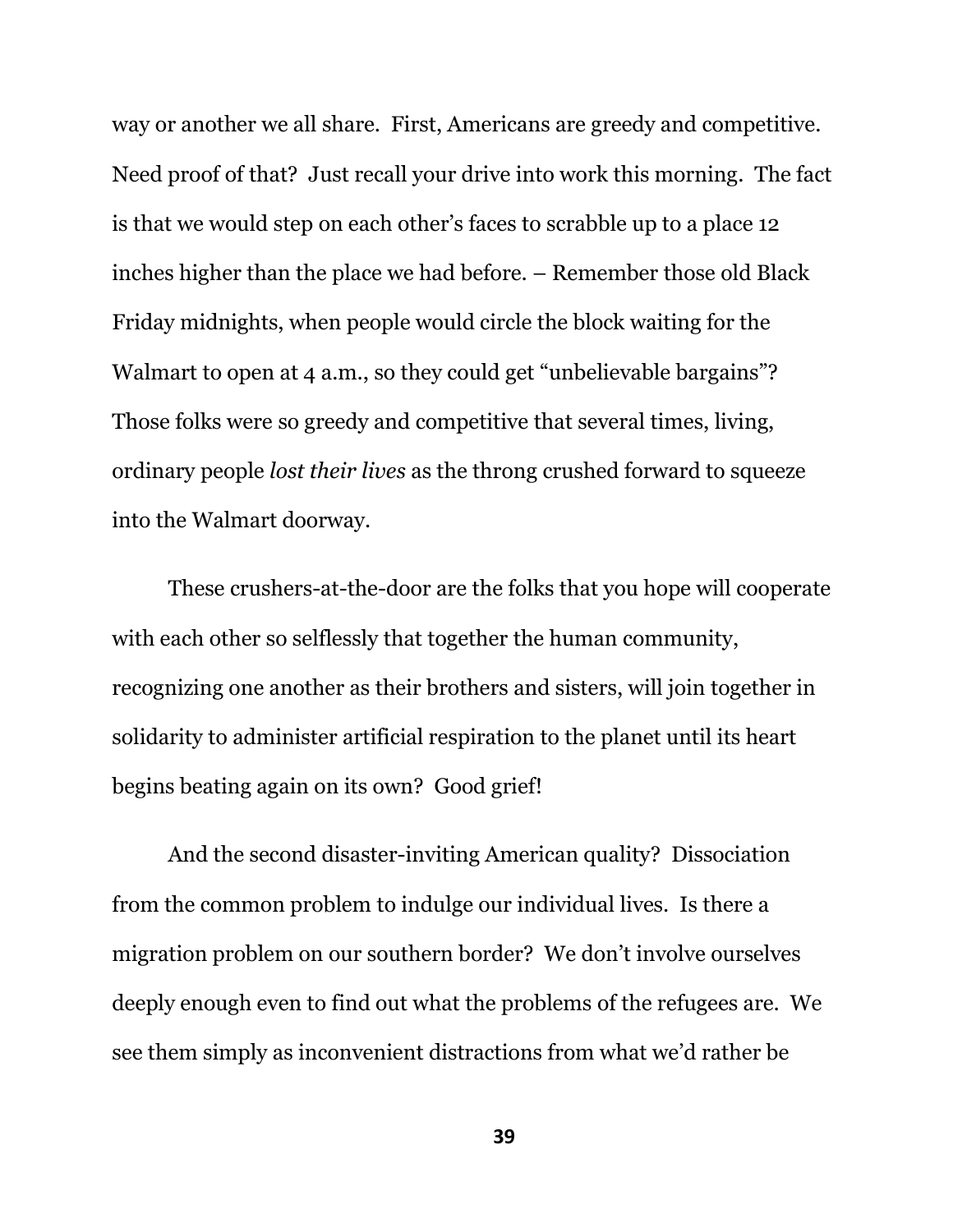way or another we all share.  First, Americans are greedy and competitive.  Need proof of that?  Just recall your drive into work this morning.  The fact is that we would step on each other's faces to scrabble up to a place 12 inches higher than the place we had before. – Remember those old Black Friday midnights, when people would circle the block waiting for the Walmart to open at 4 a.m., so they could get "unbelievable bargains"?  Those folks were so greedy and competitive that several times, living, ordinary people *lost their lives* as the throng crushed forward to squeeze into the Walmart doorway.

These crushers-at-the-door are the folks that you hope will cooperate with each other so selflessly that together the human community, recognizing one another as their brothers and sisters, will join together in solidarity to administer artificial respiration to the planet until its heart begins beating again on its own?  Good grief!

And the second disaster-inviting American quality?  Dissociation from the common problem to indulge our individual lives.  Is there a migration problem on our southern border?  We don't involve ourselves deeply enough even to find out what the problems of the refugees are.  We see them simply as inconvenient distractions from what we'd rather be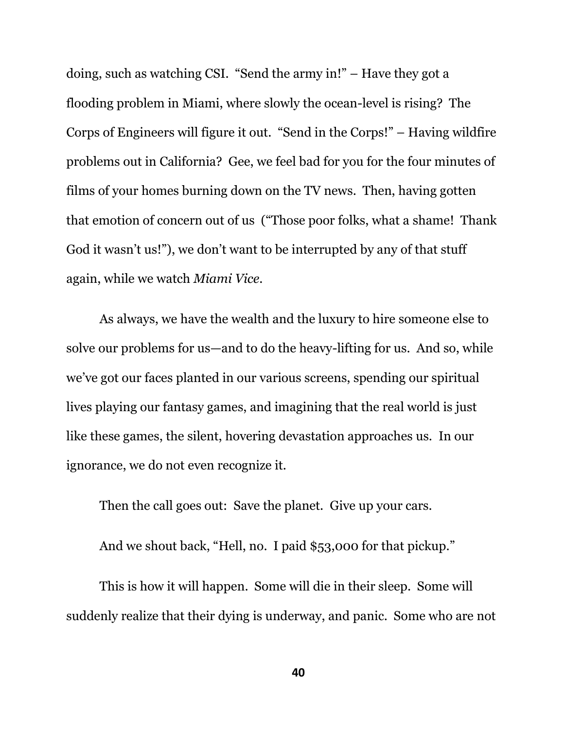doing, such as watching CSI. "Send the army in!" – Have they got a flooding problem in Miami, where slowly the ocean-level is rising? The Corps of Engineers will figure it out. "Send in the Corps!" – Having wildfire problems out in California? Gee, we feel bad for you for the four minutes of films of your homes burning down on the TV news. Then, having gotten that emotion of concern out of us ("Those poor folks, what a shame! Thank God it wasn't us!"), we don't want to be interrupted by any of that stuff again, while we watch *Miami Vice*.

As always, we have the wealth and the luxury to hire someone else to solve our problems for us—and to do the heavy-lifting for us. And so, while we've got our faces planted in our various screens, spending our spiritual lives playing our fantasy games, and imagining that the real world is just like these games, the silent, hovering devastation approaches us. In our ignorance, we do not even recognize it.

Then the call goes out: Save the planet. Give up your cars.

And we shout back, "Hell, no. I paid $53,000 for that pickup."

This is how it will happen. Some will die in their sleep. Some will suddenly realize that their dying is underway, and panic. Some who are not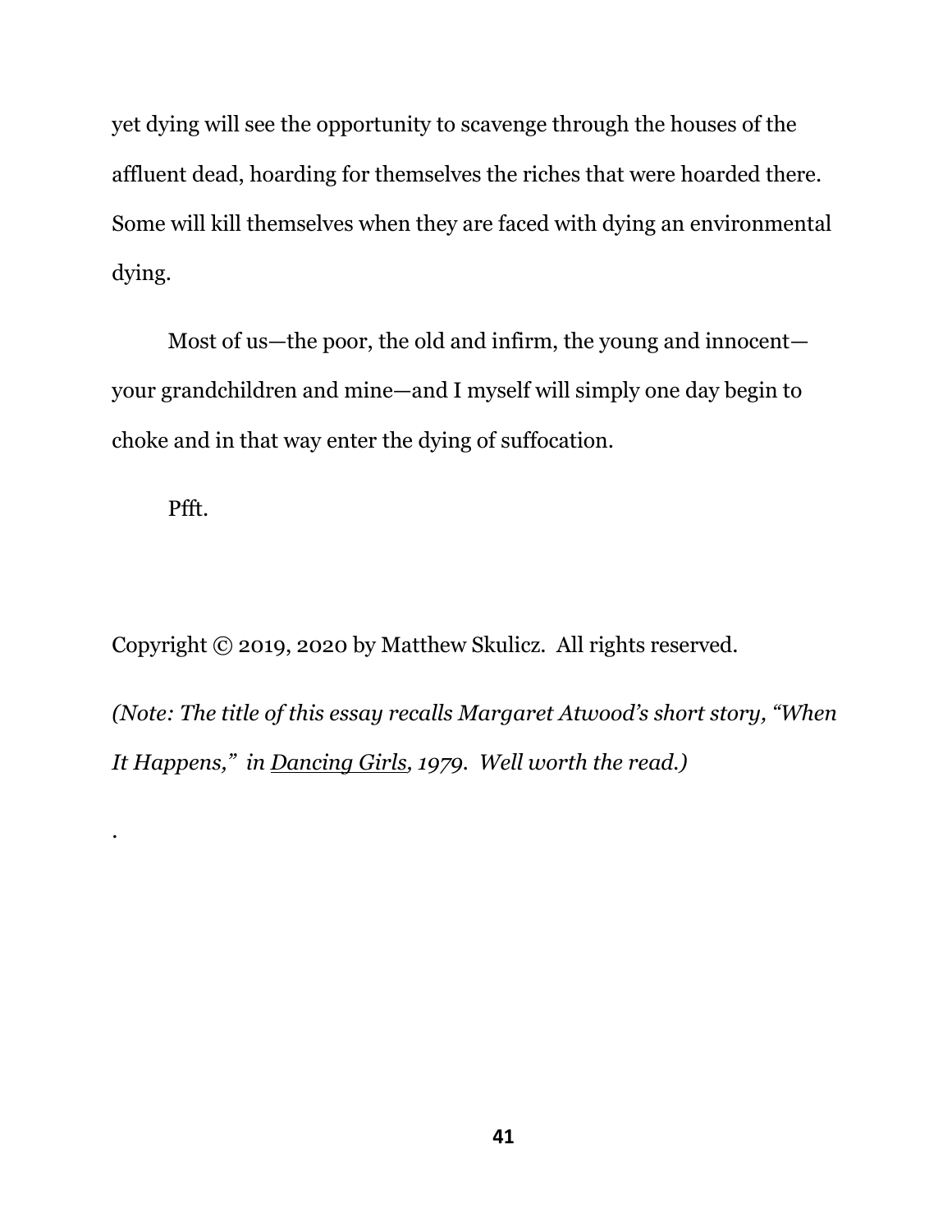yet dying will see the opportunity to scavenge through the houses of the affluent dead, hoarding for themselves the riches that were hoarded there. Some will kill themselves when they are faced with dying an environmental dying.

Most of us—the poor, the old and infirm, the young and innocent—your grandchildren and mine—and I myself will simply one day begin to choke and in that way enter the dying of suffocation.

Pfft.

Copyright © 2019, 2020 by Matthew Skulicz. All rights reserved.

*(Note: The title of this essay recalls Margaret Atwood's short story, "When It Happens," in Dancing Girls, 1979. Well worth the read.)*

.